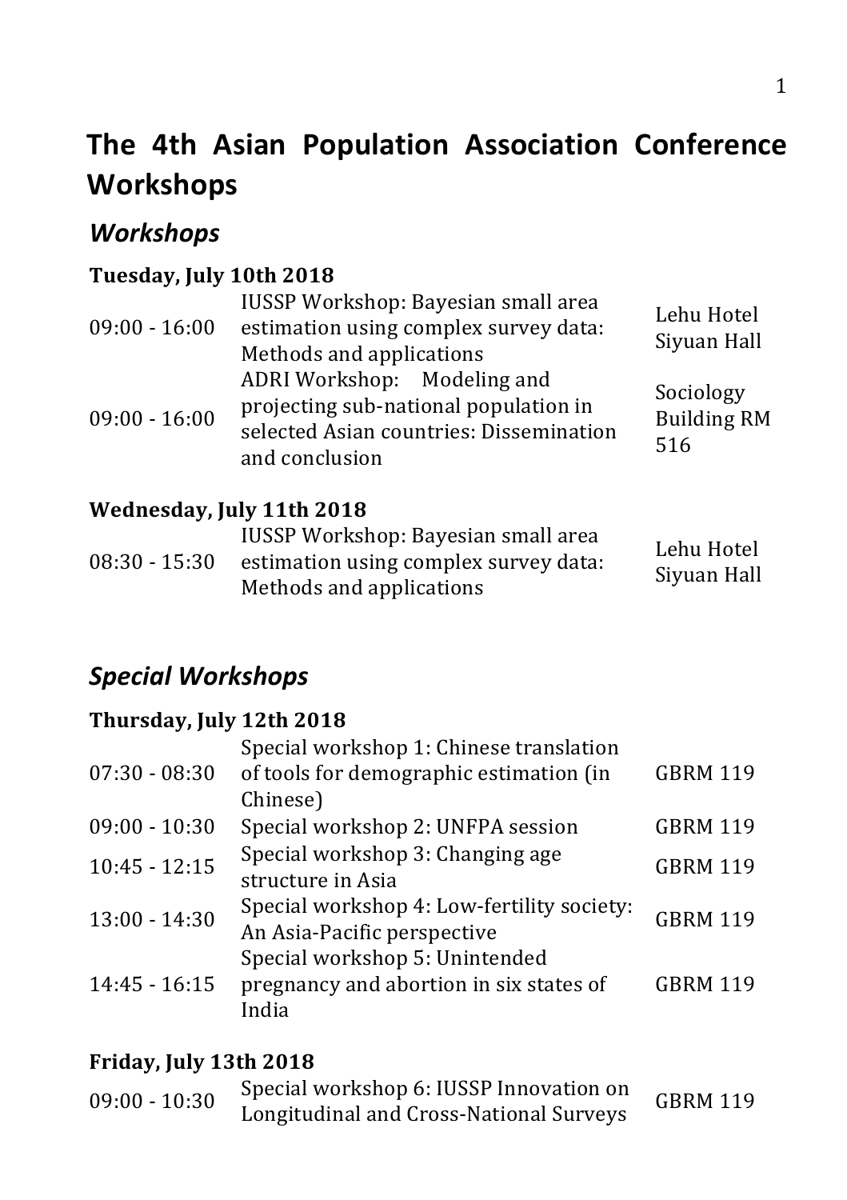# The 4th Asian Population Association Conference Workshops

## *Workshops*

**Tuesday, July 10th 2018**

| | | |
|---|---|---|
| 09:00 - 16:00 | IUSSP Workshop: Bayesian small area estimation using complex survey data: Methods and applications | Lehu Hotel Siyuan Hall |
| 09:00 - 16:00 | ADRI Workshop: Modeling and projecting sub-national population in selected Asian countries: Dissemination and conclusion | Sociology Building RM 516 |

**Wednesday, July 11th 2018**

| | | |
|---|---|---|
| 08:30 - 15:30 | IUSSP Workshop: Bayesian small area estimation using complex survey data: Methods and applications | Lehu Hotel Siyuan Hall |

## *Special Workshops*

**Thursday, July 12th 2018**

| | | |
|---|---|---|
| 07:30 - 08:30 | Special workshop 1: Chinese translation of tools for demographic estimation (in Chinese) | GBRM 119 |
| 09:00 - 10:30 | Special workshop 2: UNFPA session | GBRM 119 |
| 10:45 - 12:15 | Special workshop 3: Changing age structure in Asia | GBRM 119 |
| 13:00 - 14:30 | Special workshop 4: Low-fertility society: An Asia-Pacific perspective | GBRM 119 |
| 14:45 - 16:15 | Special workshop 5: Unintended pregnancy and abortion in six states of India | GBRM 119 |

**Friday, July 13th 2018**

| | | |
|---|---|---|
| 09:00 - 10:30 | Special workshop 6: IUSSP Innovation on Longitudinal and Cross-National Surveys | GBRM 119 |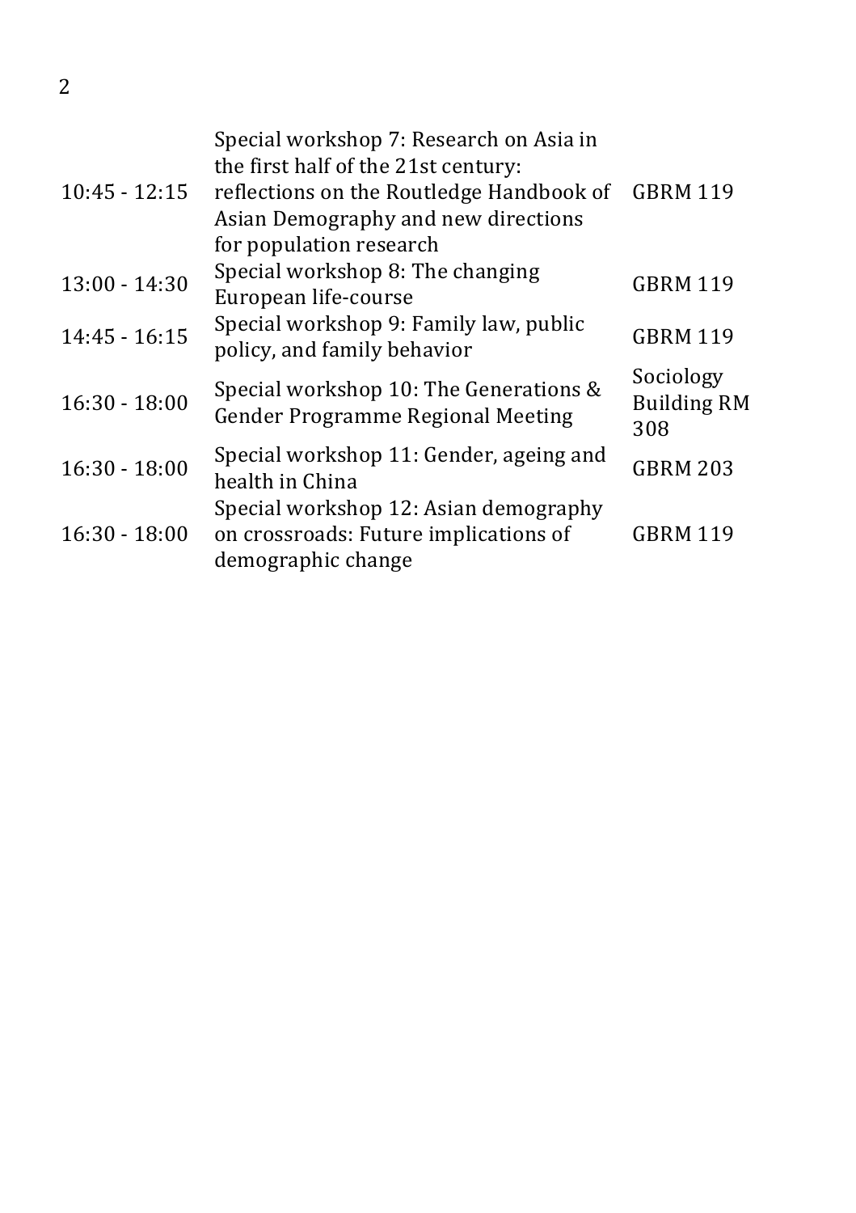| | | |
|---|---|---|
| 10:45 - 12:15 | Special workshop 7: Research on Asia in the first half of the 21st century: reflections on the Routledge Handbook of Asian Demography and new directions for population research | GBRM 119 |
| 13:00 - 14:30 | Special workshop 8: The changing European life-course | GBRM 119 |
| 14:45 - 16:15 | Special workshop 9: Family law, public policy, and family behavior | GBRM 119 |
| 16:30 - 18:00 | Special workshop 10: The Generations & Gender Programme Regional Meeting | Sociology Building RM 308 |
| 16:30 - 18:00 | Special workshop 11: Gender, ageing and health in China | GBRM 203 |
| 16:30 - 18:00 | Special workshop 12: Asian demography on crossroads: Future implications of demographic change | GBRM 119 |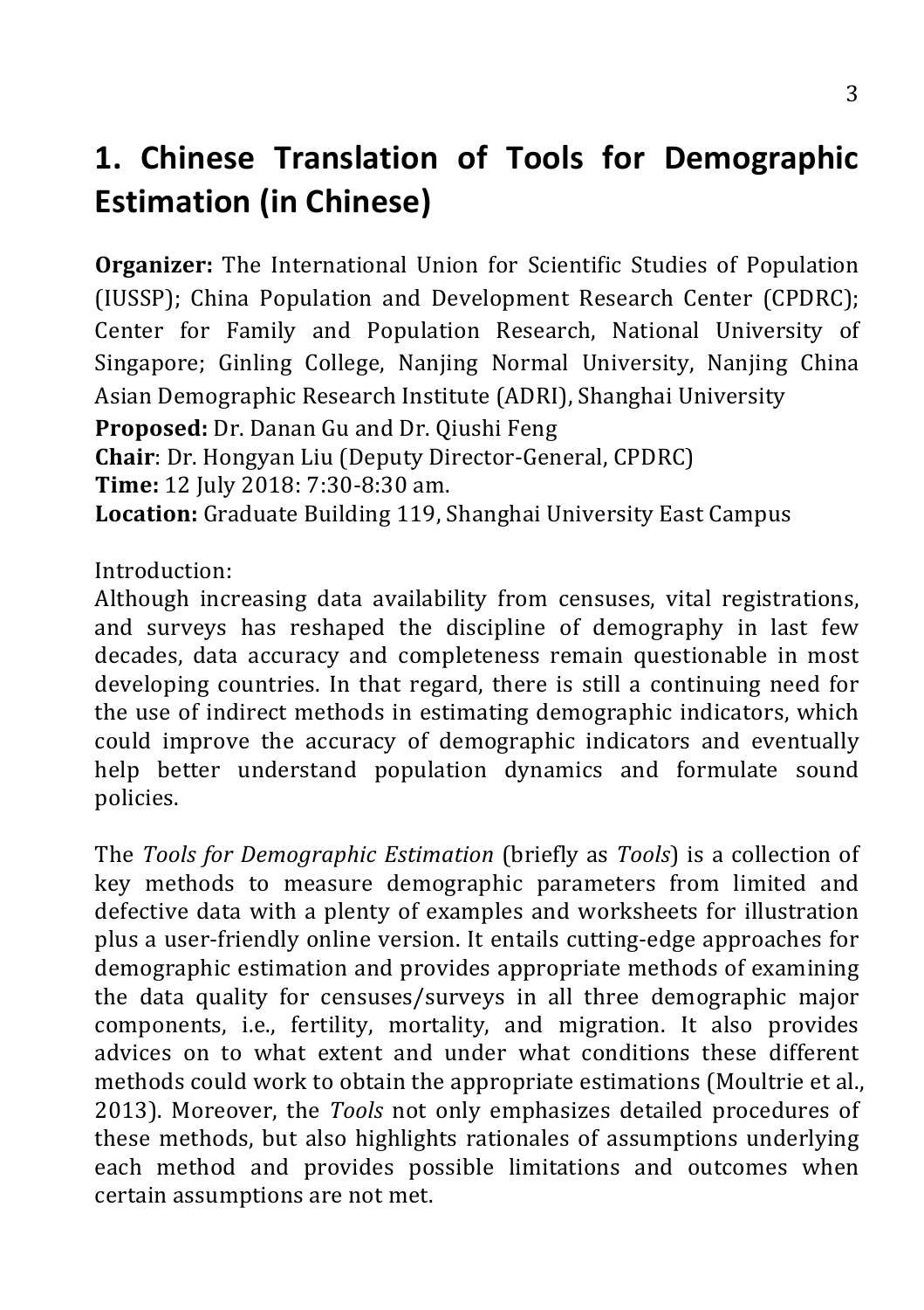# 1. Chinese Translation of Tools for Demographic Estimation (in Chinese)

**Organizer:** The International Union for Scientific Studies of Population (IUSSP); China Population and Development Research Center (CPDRC); Center for Family and Population Research, National University of Singapore; Ginling College, Nanjing Normal University, Nanjing China Asian Demographic Research Institute (ADRI), Shanghai University
**Proposed:** Dr. Danan Gu and Dr. Qiushi Feng
**Chair**: Dr. Hongyan Liu (Deputy Director-General, CPDRC)
**Time:** 12 July 2018: 7:30-8:30 am.
**Location:** Graduate Building 119, Shanghai University East Campus

Introduction:
Although increasing data availability from censuses, vital registrations, and surveys has reshaped the discipline of demography in last few decades, data accuracy and completeness remain questionable in most developing countries. In that regard, there is still a continuing need for the use of indirect methods in estimating demographic indicators, which could improve the accuracy of demographic indicators and eventually help better understand population dynamics and formulate sound policies.

The *Tools for Demographic Estimation* (briefly as *Tools*) is a collection of key methods to measure demographic parameters from limited and defective data with a plenty of examples and worksheets for illustration plus a user-friendly online version. It entails cutting-edge approaches for demographic estimation and provides appropriate methods of examining the data quality for censuses/surveys in all three demographic major components, i.e., fertility, mortality, and migration. It also provides advices on to what extent and under what conditions these different methods could work to obtain the appropriate estimations (Moultrie et al., 2013). Moreover, the *Tools* not only emphasizes detailed procedures of these methods, but also highlights rationales of assumptions underlying each method and provides possible limitations and outcomes when certain assumptions are not met.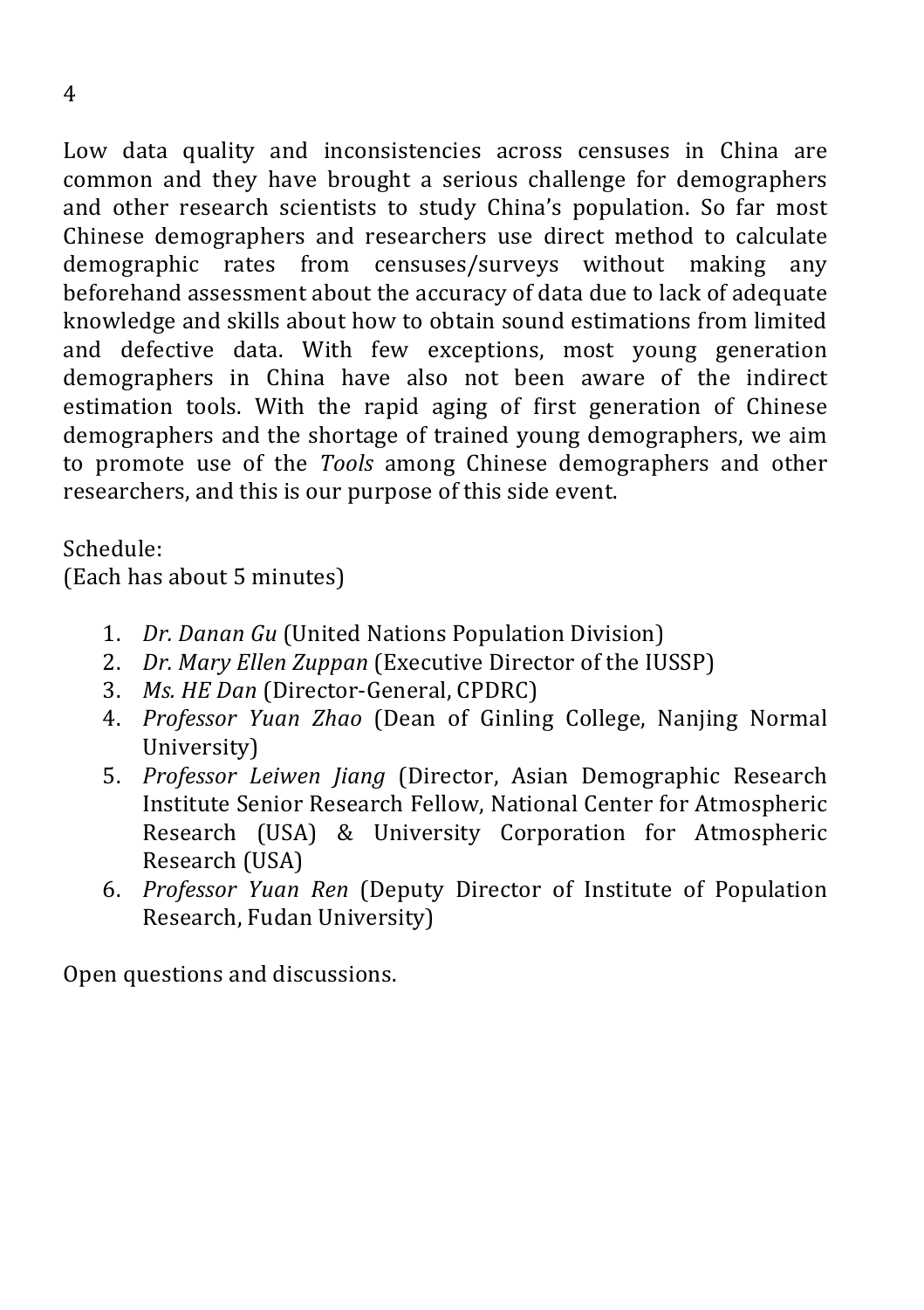Low data quality and inconsistencies across censuses in China are common and they have brought a serious challenge for demographers and other research scientists to study China's population. So far most Chinese demographers and researchers use direct method to calculate demographic rates from censuses/surveys without making any beforehand assessment about the accuracy of data due to lack of adequate knowledge and skills about how to obtain sound estimations from limited and defective data. With few exceptions, most young generation demographers in China have also not been aware of the indirect estimation tools. With the rapid aging of first generation of Chinese demographers and the shortage of trained young demographers, we aim to promote use of the *Tools* among Chinese demographers and other researchers, and this is our purpose of this side event.

Schedule:
(Each has about 5 minutes)

1. *Dr. Danan Gu* (United Nations Population Division)
2. *Dr. Mary Ellen Zuppan* (Executive Director of the IUSSP)
3. *Ms. HE Dan* (Director-General, CPDRC)
4. *Professor Yuan Zhao* (Dean of Ginling College, Nanjing Normal University)
5. *Professor Leiwen Jiang* (Director, Asian Demographic Research Institute Senior Research Fellow, National Center for Atmospheric Research (USA) & University Corporation for Atmospheric Research (USA)
6. *Professor Yuan Ren* (Deputy Director of Institute of Population Research, Fudan University)

Open questions and discussions.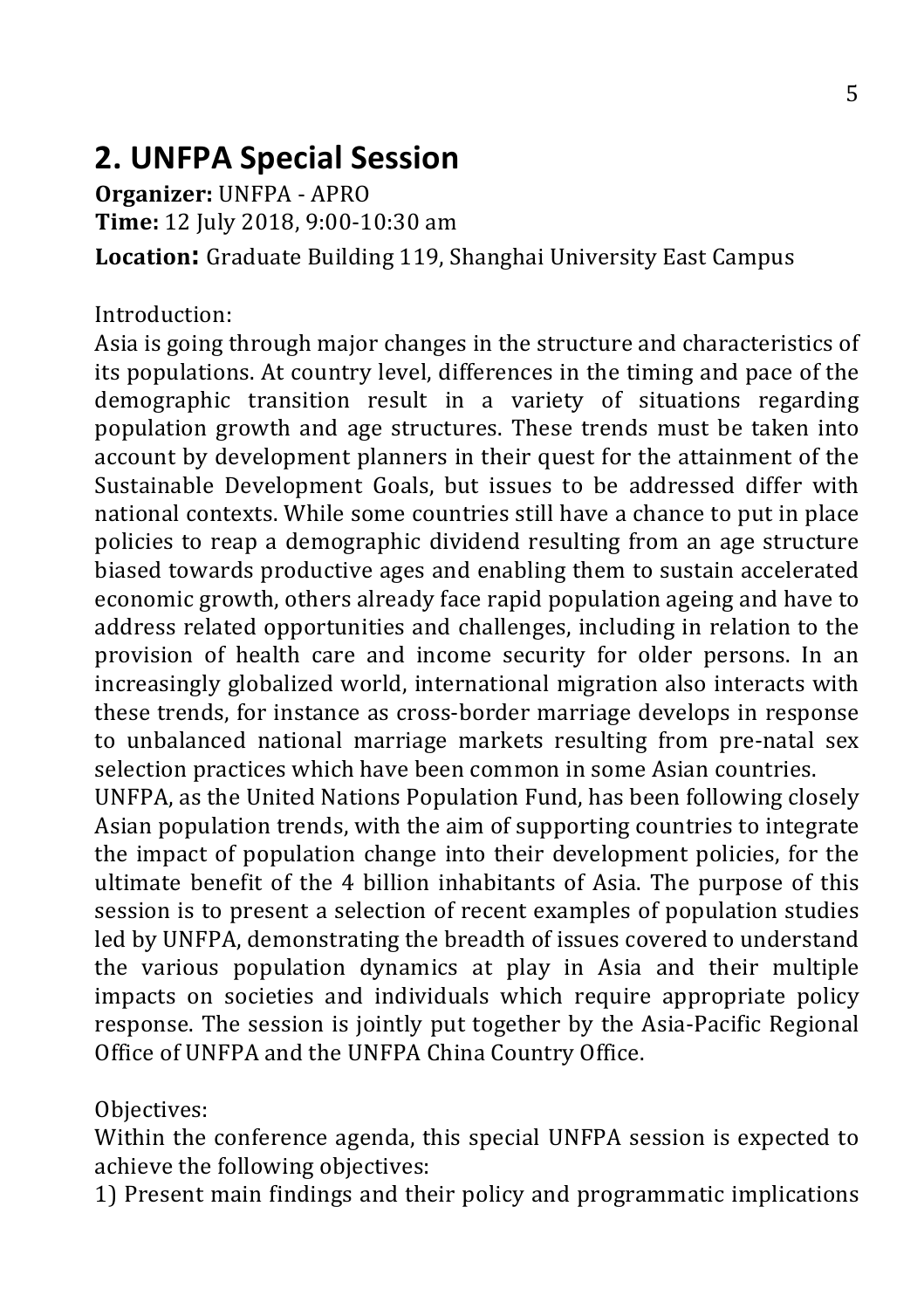## 2. UNFPA Special Session

**Organizer:** UNFPA - APRO
**Time:** 12 July 2018, 9:00-10:30 am
**Location:** Graduate Building 119, Shanghai University East Campus

Introduction:

Asia is going through major changes in the structure and characteristics of its populations. At country level, differences in the timing and pace of the demographic transition result in a variety of situations regarding population growth and age structures. These trends must be taken into account by development planners in their quest for the attainment of the Sustainable Development Goals, but issues to be addressed differ with national contexts. While some countries still have a chance to put in place policies to reap a demographic dividend resulting from an age structure biased towards productive ages and enabling them to sustain accelerated economic growth, others already face rapid population ageing and have to address related opportunities and challenges, including in relation to the provision of health care and income security for older persons. In an increasingly globalized world, international migration also interacts with these trends, for instance as cross-border marriage develops in response to unbalanced national marriage markets resulting from pre-natal sex selection practices which have been common in some Asian countries.

UNFPA, as the United Nations Population Fund, has been following closely Asian population trends, with the aim of supporting countries to integrate the impact of population change into their development policies, for the ultimate benefit of the 4 billion inhabitants of Asia. The purpose of this session is to present a selection of recent examples of population studies led by UNFPA, demonstrating the breadth of issues covered to understand the various population dynamics at play in Asia and their multiple impacts on societies and individuals which require appropriate policy response. The session is jointly put together by the Asia-Pacific Regional Office of UNFPA and the UNFPA China Country Office.

Objectives:

Within the conference agenda, this special UNFPA session is expected to achieve the following objectives:

1) Present main findings and their policy and programmatic implications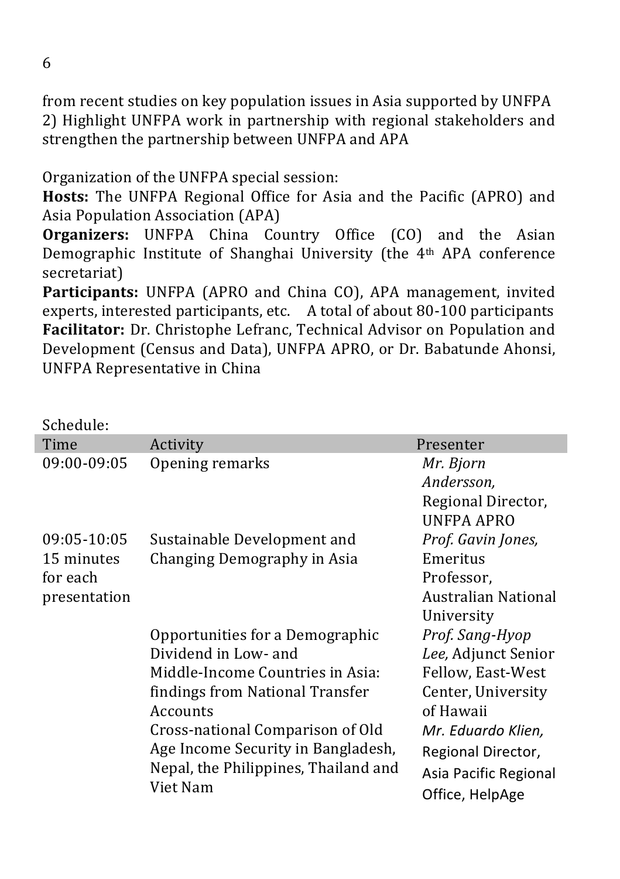from recent studies on key population issues in Asia supported by UNFPA 2) Highlight UNFPA work in partnership with regional stakeholders and strengthen the partnership between UNFPA and APA

Organization of the UNFPA special session:

**Hosts:** The UNFPA Regional Office for Asia and the Pacific (APRO) and Asia Population Association (APA)

**Organizers:** UNFPA China Country Office (CO) and the Asian Demographic Institute of Shanghai University (the 4th APA conference secretariat)

**Participants:** UNFPA (APRO and China CO), APA management, invited experts, interested participants, etc. A total of about 80-100 participants

**Facilitator:** Dr. Christophe Lefranc, Technical Advisor on Population and Development (Census and Data), UNFPA APRO, or Dr. Babatunde Ahonsi, UNFPA Representative in China

Schedule:

| Time | Activity | Presenter |
|---|---|---|
| 09:00-09:05 | Opening remarks | *Mr. Bjorn Andersson,* Regional Director, UNFPA APRO |
| 09:05-10:05 15 minutes for each presentation | Sustainable Development and Changing Demography in Asia | *Prof. Gavin Jones,* Emeritus Professor, Australian National University |
| | Opportunities for a Demographic Dividend in Low- and Middle-Income Countries in Asia: findings from National Transfer Accounts | *Prof. Sang-Hyop Lee,* Adjunct Senior Fellow, East-West Center, University of Hawaii |
| | Cross-national Comparison of Old Age Income Security in Bangladesh, Nepal, the Philippines, Thailand and Viet Nam | *Mr. Eduardo Klien,* Regional Director, Asia Pacific Regional Office, HelpAge |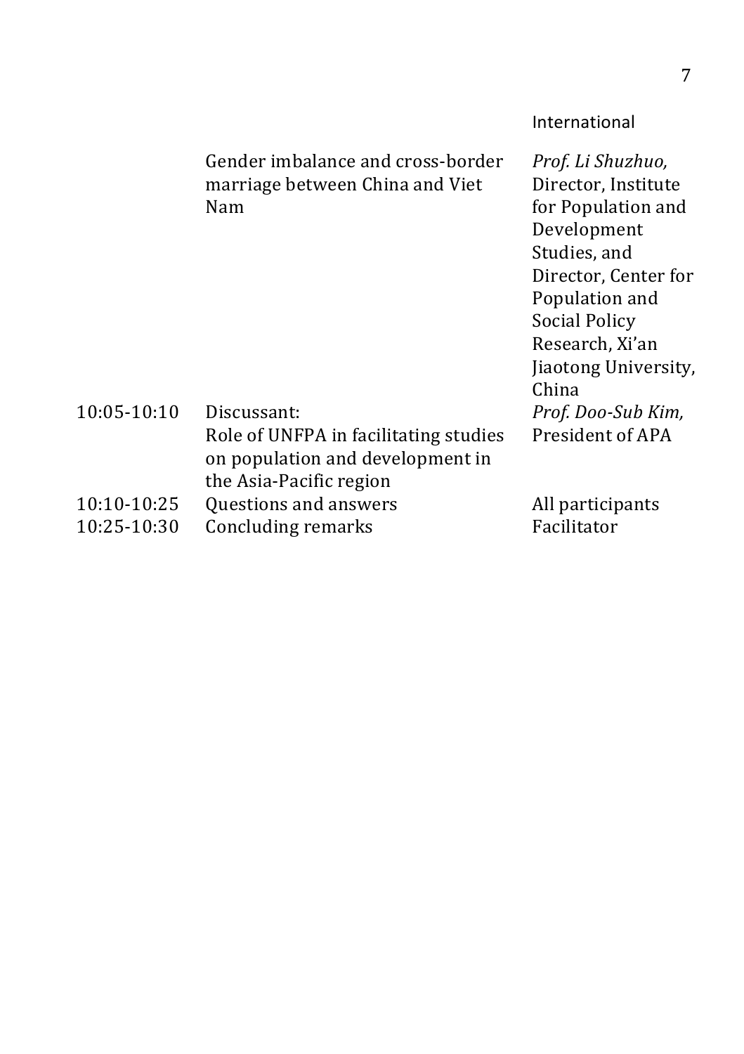| | | International |
|---|---|---|
| | Gender imbalance and cross-border marriage between China and Viet Nam | *Prof. Li Shuzhuo,* Director, Institute for Population and Development Studies, and Director, Center for Population and Social Policy Research, Xi'an Jiaotong University, China |
| 10:05-10:10 | Discussant: Role of UNFPA in facilitating studies on population and development in the Asia-Pacific region | *Prof. Doo-Sub Kim,* President of APA |
| 10:10-10:25 | Questions and answers | All participants |
| 10:25-10:30 | Concluding remarks | Facilitator |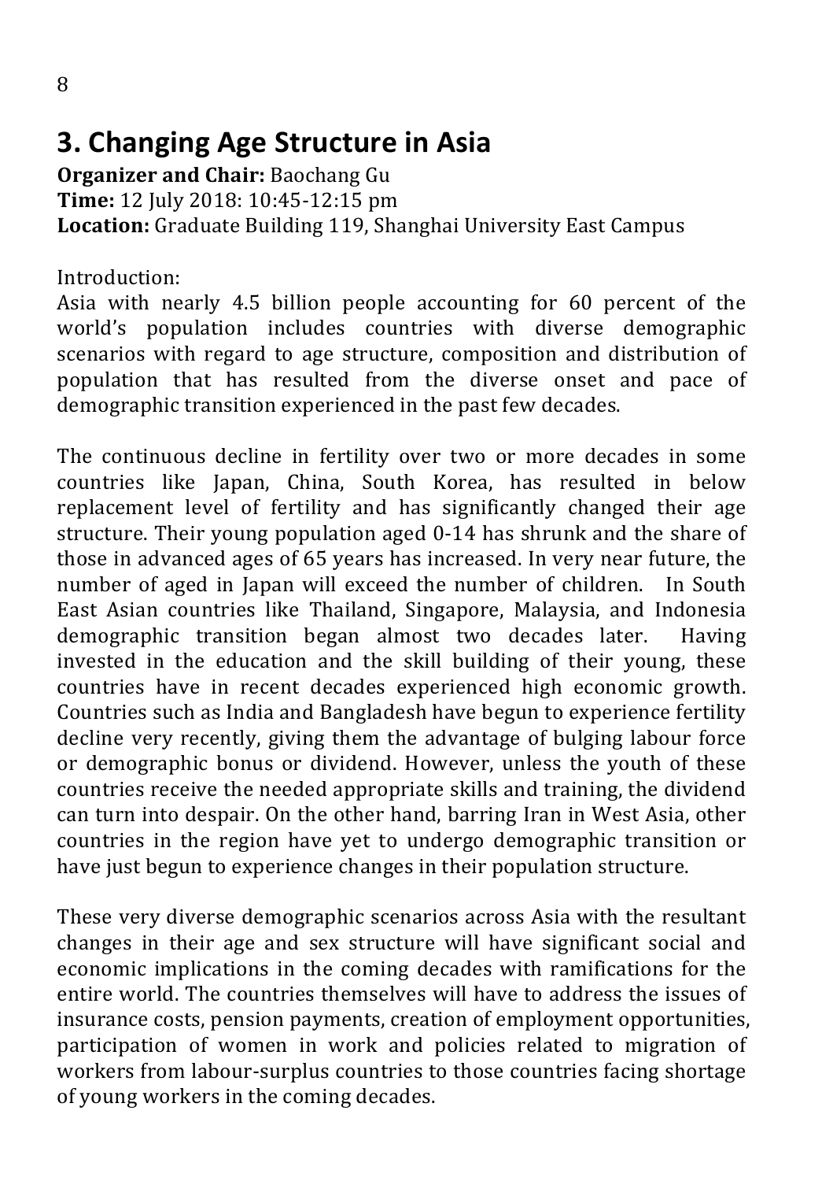# 3. Changing Age Structure in Asia

**Organizer and Chair:** Baochang Gu
**Time:** 12 July 2018: 10:45-12:15 pm
**Location:** Graduate Building 119, Shanghai University East Campus

Introduction:
Asia with nearly 4.5 billion people accounting for 60 percent of the world's population includes countries with diverse demographic scenarios with regard to age structure, composition and distribution of population that has resulted from the diverse onset and pace of demographic transition experienced in the past few decades.

The continuous decline in fertility over two or more decades in some countries like Japan, China, South Korea, has resulted in below replacement level of fertility and has significantly changed their age structure. Their young population aged 0-14 has shrunk and the share of those in advanced ages of 65 years has increased. In very near future, the number of aged in Japan will exceed the number of children. In South East Asian countries like Thailand, Singapore, Malaysia, and Indonesia demographic transition began almost two decades later. Having invested in the education and the skill building of their young, these countries have in recent decades experienced high economic growth. Countries such as India and Bangladesh have begun to experience fertility decline very recently, giving them the advantage of bulging labour force or demographic bonus or dividend. However, unless the youth of these countries receive the needed appropriate skills and training, the dividend can turn into despair. On the other hand, barring Iran in West Asia, other countries in the region have yet to undergo demographic transition or have just begun to experience changes in their population structure.

These very diverse demographic scenarios across Asia with the resultant changes in their age and sex structure will have significant social and economic implications in the coming decades with ramifications for the entire world. The countries themselves will have to address the issues of insurance costs, pension payments, creation of employment opportunities, participation of women in work and policies related to migration of workers from labour-surplus countries to those countries facing shortage of young workers in the coming decades.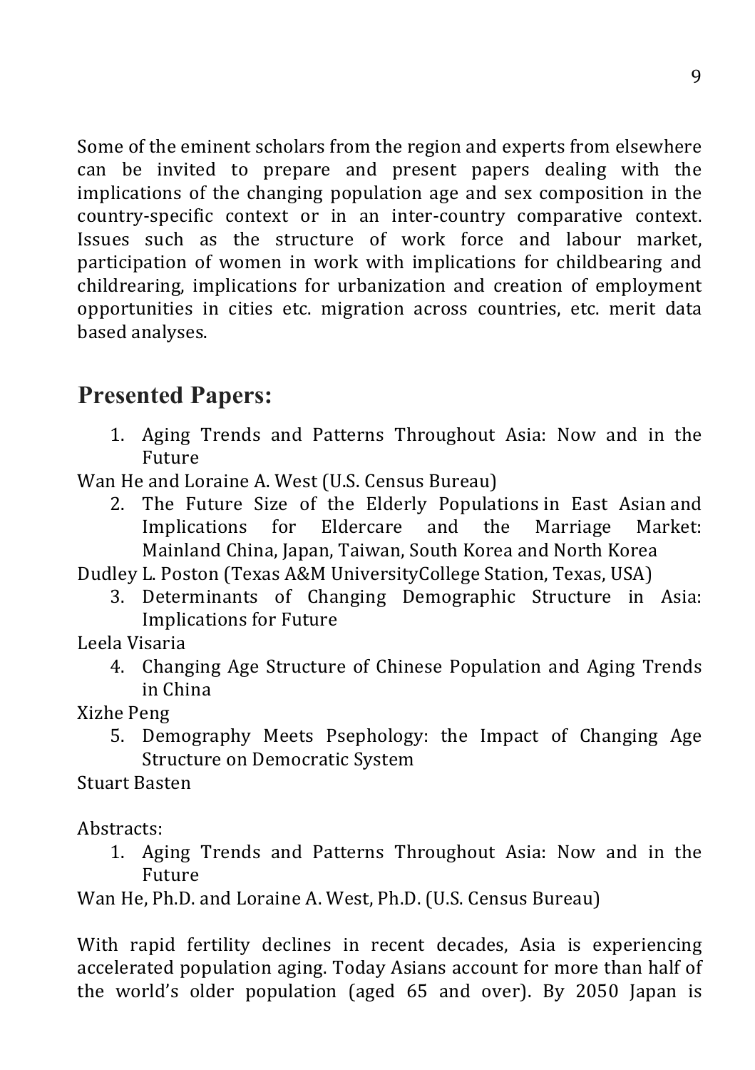Some of the eminent scholars from the region and experts from elsewhere can be invited to prepare and present papers dealing with the implications of the changing population age and sex composition in the country-specific context or in an inter-country comparative context. Issues such as the structure of work force and labour market, participation of women in work with implications for childbearing and childrearing, implications for urbanization and creation of employment opportunities in cities etc. migration across countries, etc. merit data based analyses.

## Presented Papers:

1. Aging Trends and Patterns Throughout Asia: Now and in the Future

Wan He and Loraine A. West (U.S. Census Bureau)

2. The Future Size of the Elderly Populations in East Asian and Implications for Eldercare and the Marriage Market: Mainland China, Japan, Taiwan, South Korea and North Korea

Dudley L. Poston (Texas A&M UniversityCollege Station, Texas, USA)

3. Determinants of Changing Demographic Structure in Asia: Implications for Future

Leela Visaria

4. Changing Age Structure of Chinese Population and Aging Trends in China

Xizhe Peng

5. Demography Meets Psephology: the Impact of Changing Age Structure on Democratic System

Stuart Basten

Abstracts:

1. Aging Trends and Patterns Throughout Asia: Now and in the Future

Wan He, Ph.D. and Loraine A. West, Ph.D. (U.S. Census Bureau)

With rapid fertility declines in recent decades, Asia is experiencing accelerated population aging. Today Asians account for more than half of the world's older population (aged 65 and over). By 2050 Japan is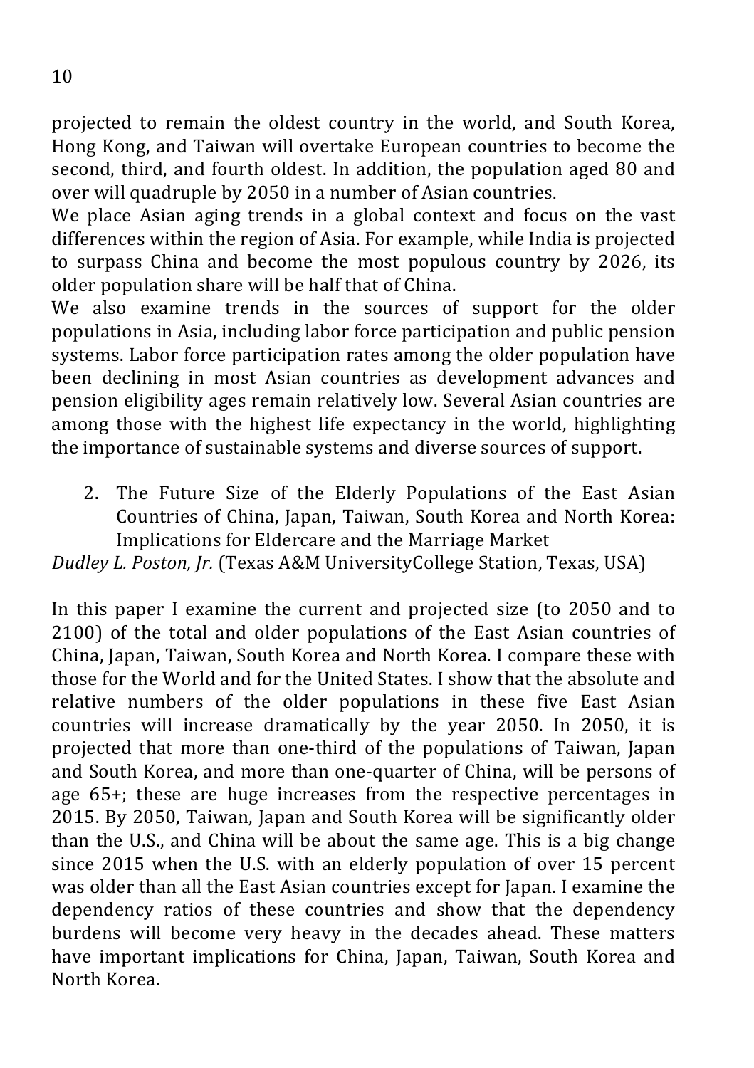projected to remain the oldest country in the world, and South Korea, Hong Kong, and Taiwan will overtake European countries to become the second, third, and fourth oldest. In addition, the population aged 80 and over will quadruple by 2050 in a number of Asian countries.

We place Asian aging trends in a global context and focus on the vast differences within the region of Asia. For example, while India is projected to surpass China and become the most populous country by 2026, its older population share will be half that of China.

We also examine trends in the sources of support for the older populations in Asia, including labor force participation and public pension systems. Labor force participation rates among the older population have been declining in most Asian countries as development advances and pension eligibility ages remain relatively low. Several Asian countries are among those with the highest life expectancy in the world, highlighting the importance of sustainable systems and diverse sources of support.

2. The Future Size of the Elderly Populations of the East Asian Countries of China, Japan, Taiwan, South Korea and North Korea: Implications for Eldercare and the Marriage Market

*Dudley L. Poston, Jr.* (Texas A&M UniversityCollege Station, Texas, USA)

In this paper I examine the current and projected size (to 2050 and to 2100) of the total and older populations of the East Asian countries of China, Japan, Taiwan, South Korea and North Korea. I compare these with those for the World and for the United States. I show that the absolute and relative numbers of the older populations in these five East Asian countries will increase dramatically by the year 2050. In 2050, it is projected that more than one-third of the populations of Taiwan, Japan and South Korea, and more than one-quarter of China, will be persons of age 65+; these are huge increases from the respective percentages in 2015. By 2050, Taiwan, Japan and South Korea will be significantly older than the U.S., and China will be about the same age. This is a big change since 2015 when the U.S. with an elderly population of over 15 percent was older than all the East Asian countries except for Japan. I examine the dependency ratios of these countries and show that the dependency burdens will become very heavy in the decades ahead. These matters have important implications for China, Japan, Taiwan, South Korea and North Korea.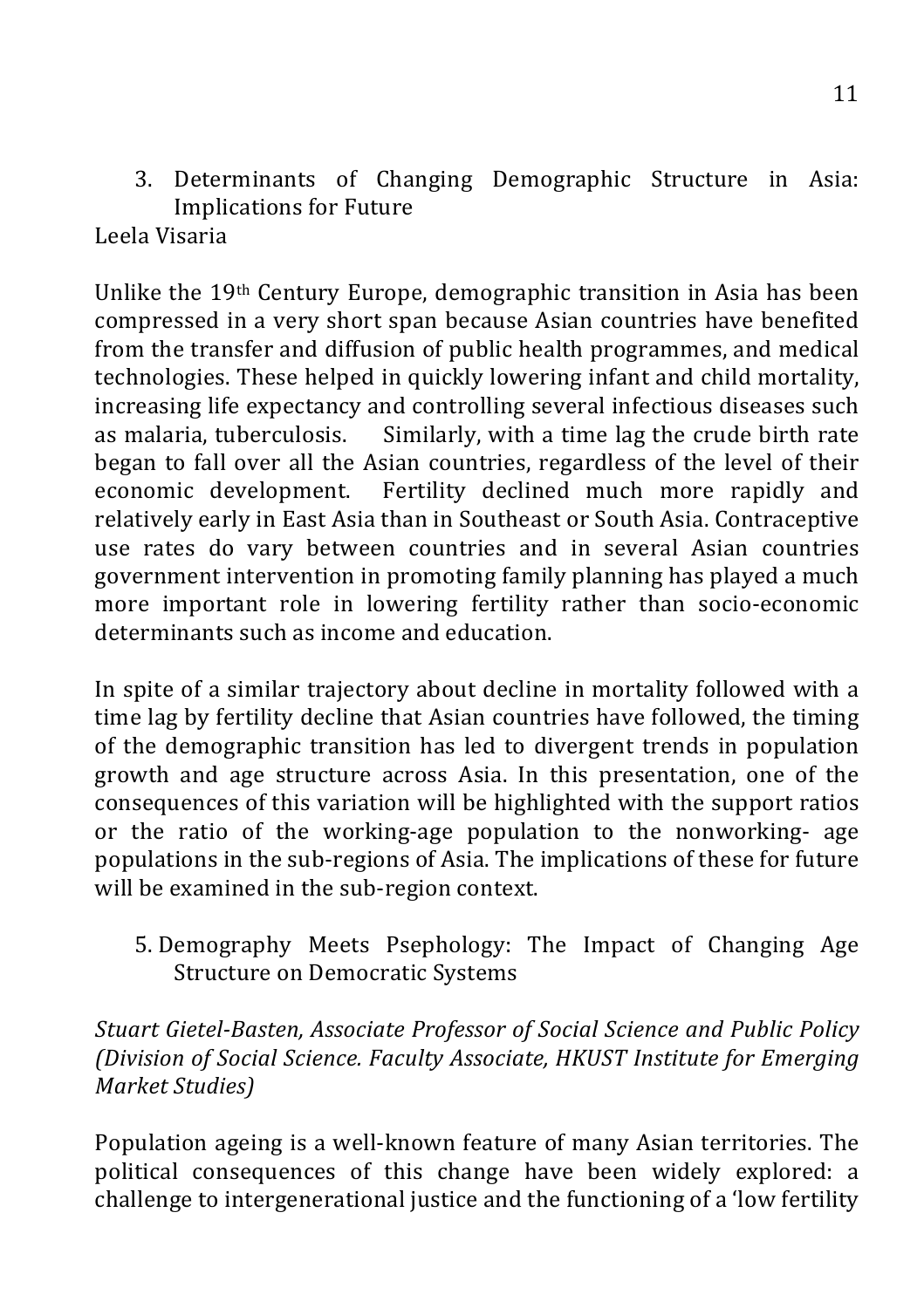3. Determinants of Changing Demographic Structure in Asia: Implications for Future

Leela Visaria

Unlike the 19th Century Europe, demographic transition in Asia has been compressed in a very short span because Asian countries have benefited from the transfer and diffusion of public health programmes, and medical technologies. These helped in quickly lowering infant and child mortality, increasing life expectancy and controlling several infectious diseases such as malaria, tuberculosis. Similarly, with a time lag the crude birth rate began to fall over all the Asian countries, regardless of the level of their economic development. Fertility declined much more rapidly and relatively early in East Asia than in Southeast or South Asia. Contraceptive use rates do vary between countries and in several Asian countries government intervention in promoting family planning has played a much more important role in lowering fertility rather than socio-economic determinants such as income and education.

In spite of a similar trajectory about decline in mortality followed with a time lag by fertility decline that Asian countries have followed, the timing of the demographic transition has led to divergent trends in population growth and age structure across Asia. In this presentation, one of the consequences of this variation will be highlighted with the support ratios or the ratio of the working-age population to the nonworking- age populations in the sub-regions of Asia. The implications of these for future will be examined in the sub-region context.

5. Demography Meets Psephology: The Impact of Changing Age Structure on Democratic Systems

*Stuart Gietel-Basten, Associate Professor of Social Science and Public Policy (Division of Social Science. Faculty Associate, HKUST Institute for Emerging Market Studies)*

Population ageing is a well-known feature of many Asian territories. The political consequences of this change have been widely explored: a challenge to intergenerational justice and the functioning of a 'low fertility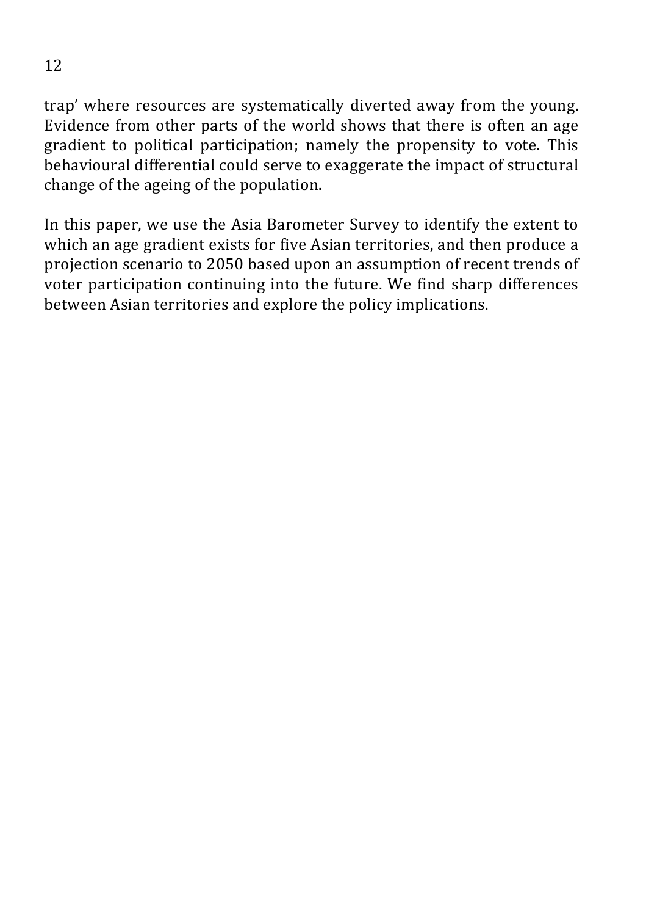trap' where resources are systematically diverted away from the young. Evidence from other parts of the world shows that there is often an age gradient to political participation; namely the propensity to vote. This behavioural differential could serve to exaggerate the impact of structural change of the ageing of the population.

In this paper, we use the Asia Barometer Survey to identify the extent to which an age gradient exists for five Asian territories, and then produce a projection scenario to 2050 based upon an assumption of recent trends of voter participation continuing into the future. We find sharp differences between Asian territories and explore the policy implications.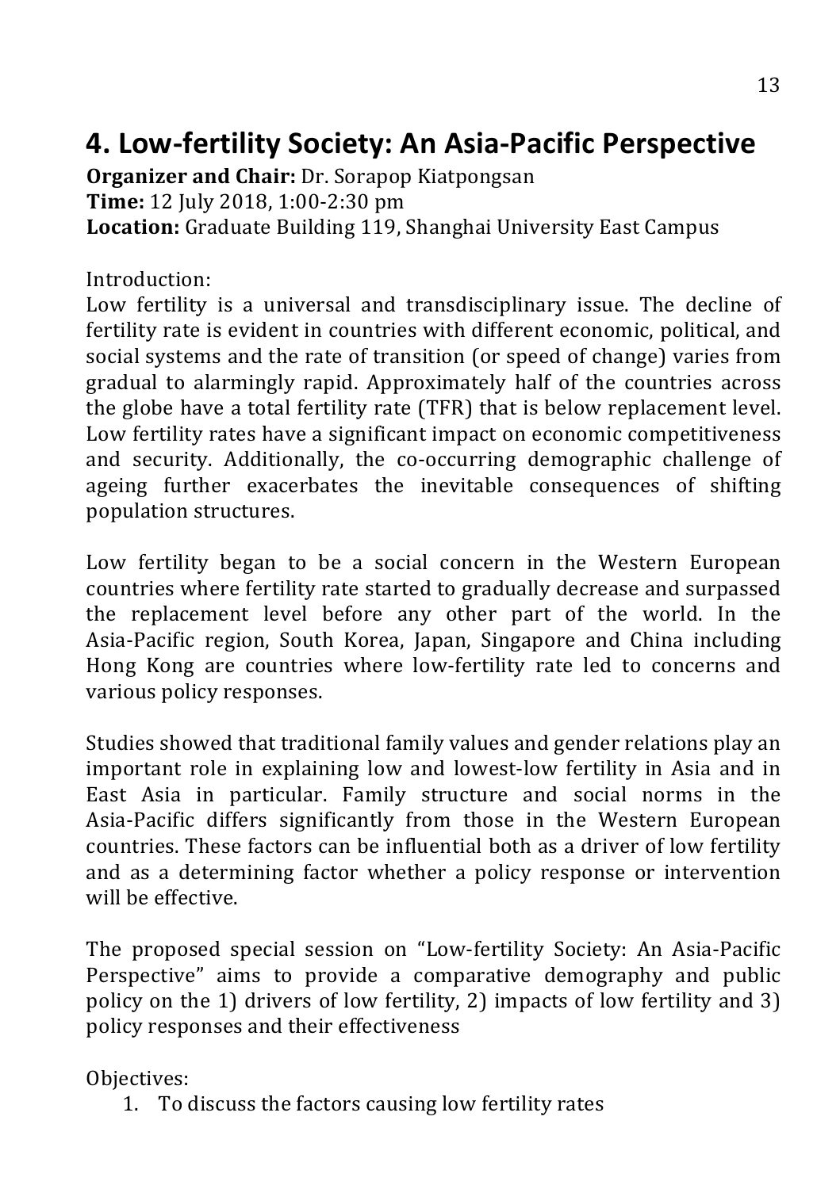# 4. Low-fertility Society: An Asia-Pacific Perspective

**Organizer and Chair:** Dr. Sorapop Kiatpongsan
**Time:** 12 July 2018, 1:00-2:30 pm
**Location:** Graduate Building 119, Shanghai University East Campus

Introduction:

Low fertility is a universal and transdisciplinary issue. The decline of fertility rate is evident in countries with different economic, political, and social systems and the rate of transition (or speed of change) varies from gradual to alarmingly rapid. Approximately half of the countries across the globe have a total fertility rate (TFR) that is below replacement level. Low fertility rates have a significant impact on economic competitiveness and security. Additionally, the co-occurring demographic challenge of ageing further exacerbates the inevitable consequences of shifting population structures.

Low fertility began to be a social concern in the Western European countries where fertility rate started to gradually decrease and surpassed the replacement level before any other part of the world. In the Asia-Pacific region, South Korea, Japan, Singapore and China including Hong Kong are countries where low-fertility rate led to concerns and various policy responses.

Studies showed that traditional family values and gender relations play an important role in explaining low and lowest-low fertility in Asia and in East Asia in particular. Family structure and social norms in the Asia-Pacific differs significantly from those in the Western European countries. These factors can be influential both as a driver of low fertility and as a determining factor whether a policy response or intervention will be effective.

The proposed special session on "Low-fertility Society: An Asia-Pacific Perspective" aims to provide a comparative demography and public policy on the 1) drivers of low fertility, 2) impacts of low fertility and 3) policy responses and their effectiveness

Objectives:

1. To discuss the factors causing low fertility rates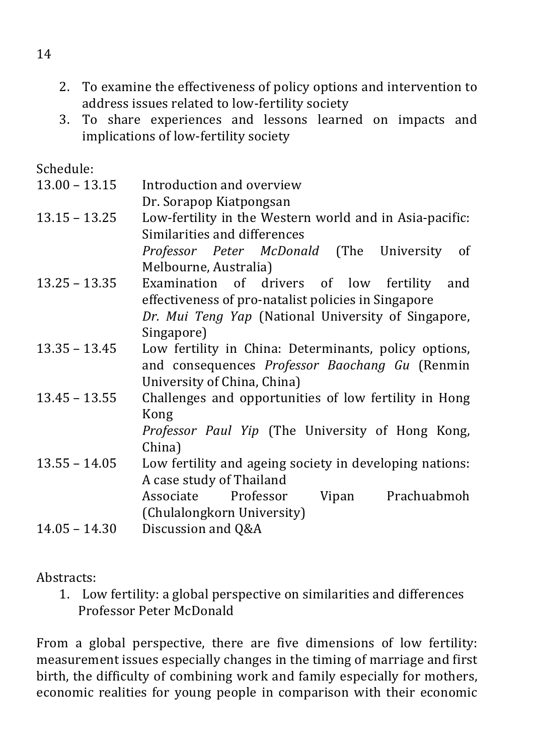2. To examine the effectiveness of policy options and intervention to address issues related to low-fertility society
3. To share experiences and lessons learned on impacts and implications of low-fertility society

Schedule:

| | |
|---|---|
| 13.00 – 13.15 | Introduction and overview<br>Dr. Sorapop Kiatpongsan |
| 13.15 – 13.25 | Low-fertility in the Western world and in Asia-pacific: Similarities and differences<br>*Professor Peter McDonald* (The University of Melbourne, Australia) |
| 13.25 – 13.35 | Examination of drivers of low fertility and effectiveness of pro-natalist policies in Singapore<br>*Dr. Mui Teng Yap* (National University of Singapore, Singapore) |
| 13.35 – 13.45 | Low fertility in China: Determinants, policy options, and consequences *Professor Baochang Gu* (Renmin University of China, China) |
| 13.45 – 13.55 | Challenges and opportunities of low fertility in Hong Kong<br>*Professor Paul Yip* (The University of Hong Kong, China) |
| 13.55 – 14.05 | Low fertility and ageing society in developing nations: A case study of Thailand<br>Associate Professor Vipan Prachuabmoh (Chulalongkorn University) |
| 14.05 – 14.30 | Discussion and Q&A |

Abstracts:

1. Low fertility: a global perspective on similarities and differences
   Professor Peter McDonald

From a global perspective, there are five dimensions of low fertility: measurement issues especially changes in the timing of marriage and first birth, the difficulty of combining work and family especially for mothers, economic realities for young people in comparison with their economic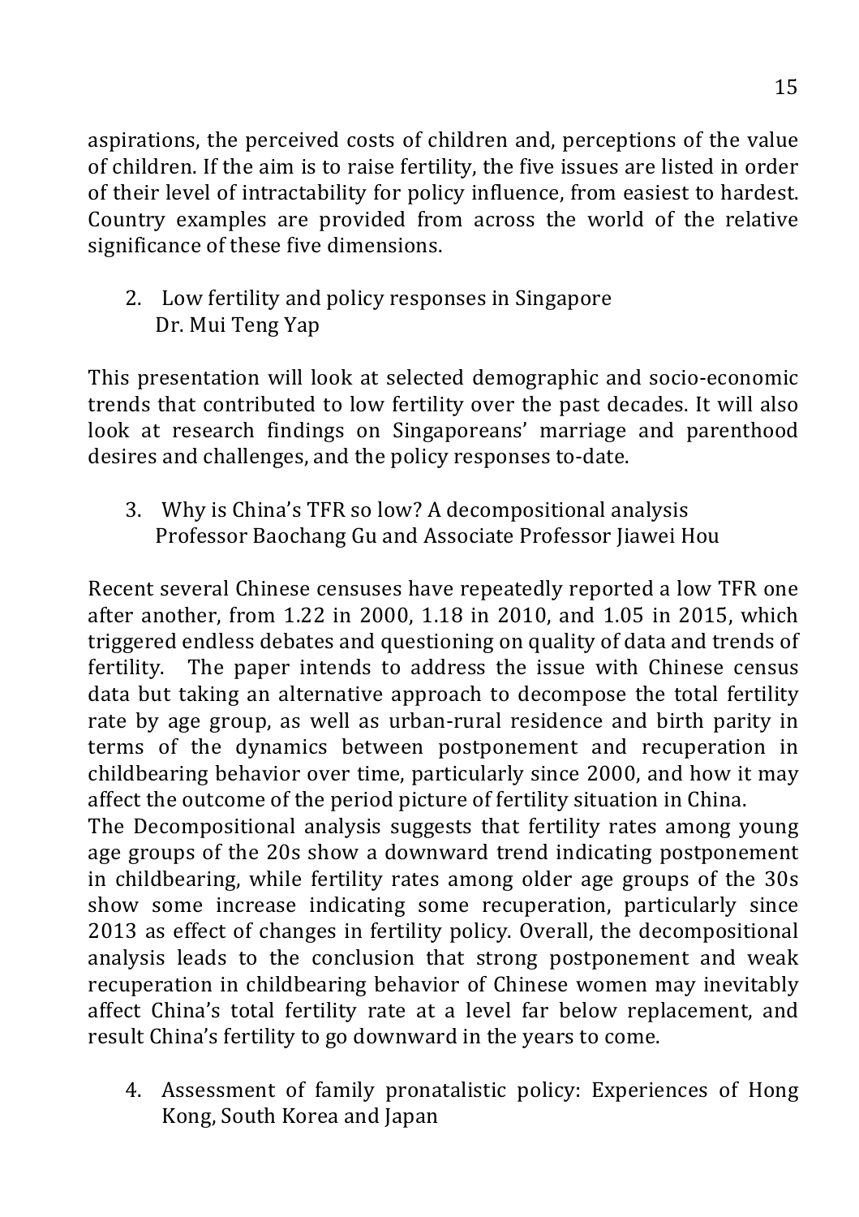aspirations, the perceived costs of children and, perceptions of the value of children. If the aim is to raise fertility, the five issues are listed in order of their level of intractability for policy influence, from easiest to hardest. Country examples are provided from across the world of the relative significance of these five dimensions.

2. Low fertility and policy responses in Singapore
   Dr. Mui Teng Yap

This presentation will look at selected demographic and socio-economic trends that contributed to low fertility over the past decades. It will also look at research findings on Singaporeans' marriage and parenthood desires and challenges, and the policy responses to-date.

3. Why is China's TFR so low? A decompositional analysis
   Professor Baochang Gu and Associate Professor Jiawei Hou

Recent several Chinese censuses have repeatedly reported a low TFR one after another, from 1.22 in 2000, 1.18 in 2010, and 1.05 in 2015, which triggered endless debates and questioning on quality of data and trends of fertility. The paper intends to address the issue with Chinese census data but taking an alternative approach to decompose the total fertility rate by age group, as well as urban-rural residence and birth parity in terms of the dynamics between postponement and recuperation in childbearing behavior over time, particularly since 2000, and how it may affect the outcome of the period picture of fertility situation in China.

The Decompositional analysis suggests that fertility rates among young age groups of the 20s show a downward trend indicating postponement in childbearing, while fertility rates among older age groups of the 30s show some increase indicating some recuperation, particularly since 2013 as effect of changes in fertility policy. Overall, the decompositional analysis leads to the conclusion that strong postponement and weak recuperation in childbearing behavior of Chinese women may inevitably affect China's total fertility rate at a level far below replacement, and result China's fertility to go downward in the years to come.

4. Assessment of family pronatalistic policy: Experiences of Hong Kong, South Korea and Japan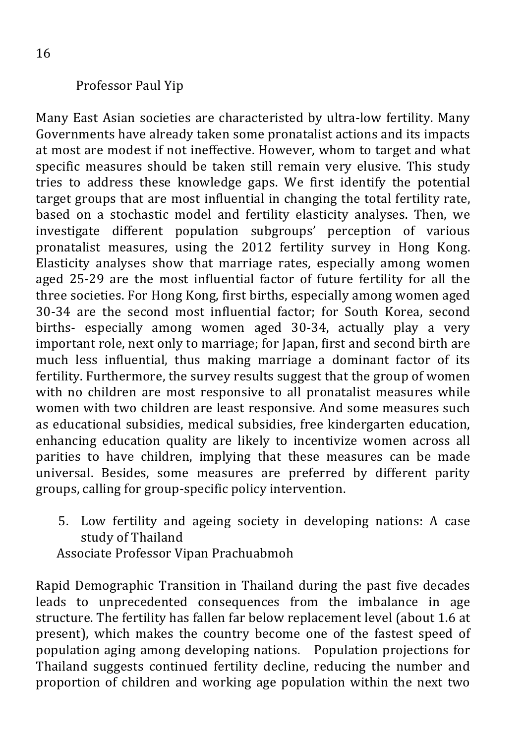Professor Paul Yip

Many East Asian societies are characteristed by ultra-low fertility. Many Governments have already taken some pronatalist actions and its impacts at most are modest if not ineffective. However, whom to target and what specific measures should be taken still remain very elusive. This study tries to address these knowledge gaps. We first identify the potential target groups that are most influential in changing the total fertility rate, based on a stochastic model and fertility elasticity analyses. Then, we investigate different population subgroups' perception of various pronatalist measures, using the 2012 fertility survey in Hong Kong. Elasticity analyses show that marriage rates, especially among women aged 25-29 are the most influential factor of future fertility for all the three societies. For Hong Kong, first births, especially among women aged 30-34 are the second most influential factor; for South Korea, second births- especially among women aged 30-34, actually play a very important role, next only to marriage; for Japan, first and second birth are much less influential, thus making marriage a dominant factor of its fertility. Furthermore, the survey results suggest that the group of women with no children are most responsive to all pronatalist measures while women with two children are least responsive. And some measures such as educational subsidies, medical subsidies, free kindergarten education, enhancing education quality are likely to incentivize women across all parities to have children, implying that these measures can be made universal. Besides, some measures are preferred by different parity groups, calling for group-specific policy intervention.

5. Low fertility and ageing society in developing nations: A case study of Thailand

Associate Professor Vipan Prachuabmoh

Rapid Demographic Transition in Thailand during the past five decades leads to unprecedented consequences from the imbalance in age structure. The fertility has fallen far below replacement level (about 1.6 at present), which makes the country become one of the fastest speed of population aging among developing nations. Population projections for Thailand suggests continued fertility decline, reducing the number and proportion of children and working age population within the next two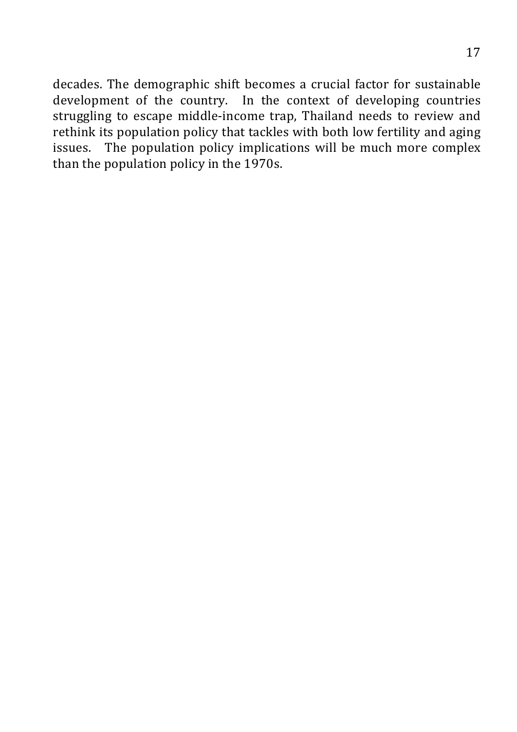decades. The demographic shift becomes a crucial factor for sustainable development of the country. In the context of developing countries struggling to escape middle-income trap, Thailand needs to review and rethink its population policy that tackles with both low fertility and aging issues. The population policy implications will be much more complex than the population policy in the 1970s.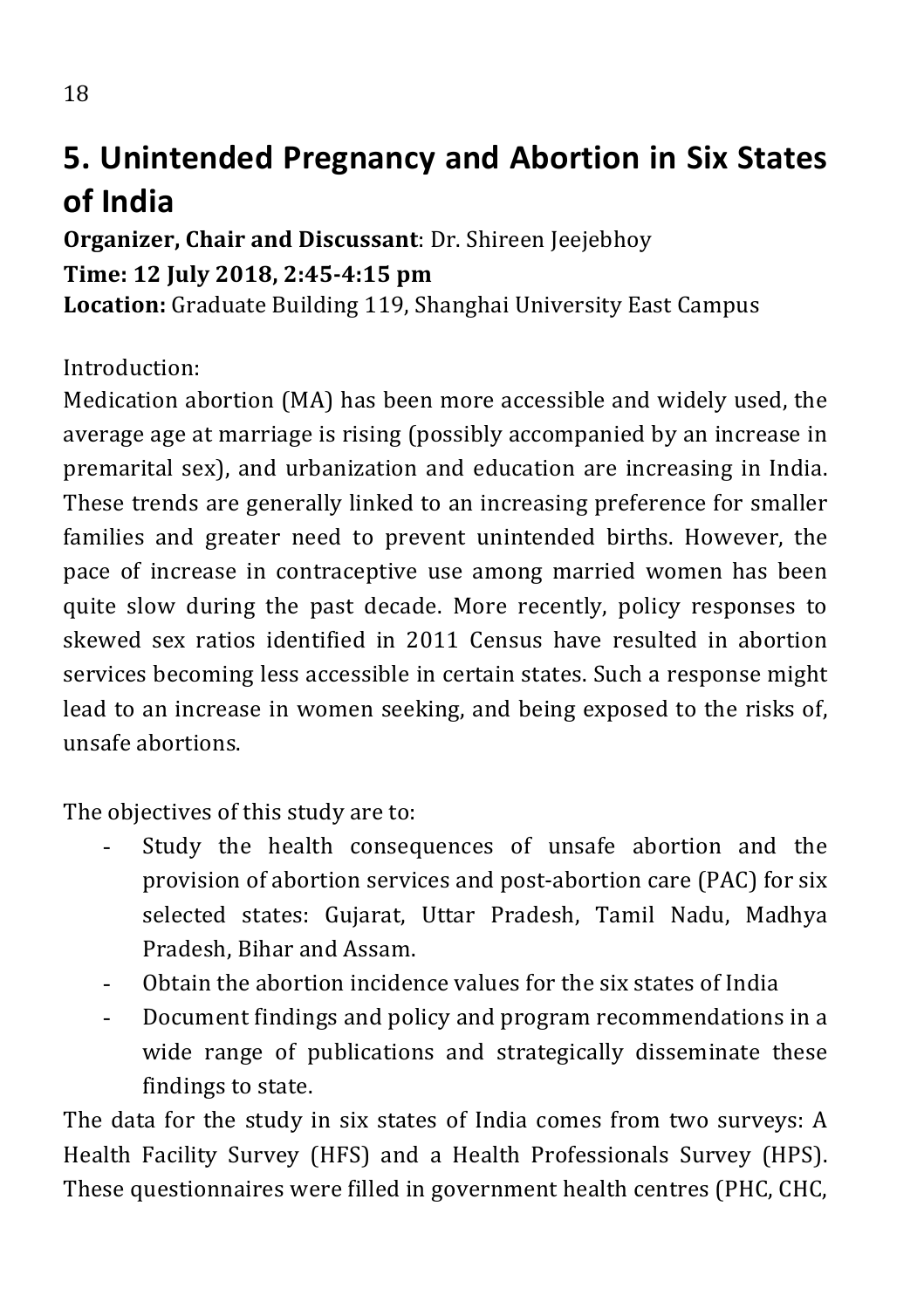# 5. Unintended Pregnancy and Abortion in Six States of India

**Organizer, Chair and Discussant**: Dr. Shireen Jeejebhoy

**Time: 12 July 2018, 2:45-4:15 pm**

**Location:** Graduate Building 119, Shanghai University East Campus

Introduction:

Medication abortion (MA) has been more accessible and widely used, the average age at marriage is rising (possibly accompanied by an increase in premarital sex), and urbanization and education are increasing in India. These trends are generally linked to an increasing preference for smaller families and greater need to prevent unintended births. However, the pace of increase in contraceptive use among married women has been quite slow during the past decade. More recently, policy responses to skewed sex ratios identified in 2011 Census have resulted in abortion services becoming less accessible in certain states. Such a response might lead to an increase in women seeking, and being exposed to the risks of, unsafe abortions.

The objectives of this study are to:

- Study the health consequences of unsafe abortion and the provision of abortion services and post-abortion care (PAC) for six selected states: Gujarat, Uttar Pradesh, Tamil Nadu, Madhya Pradesh, Bihar and Assam.
- Obtain the abortion incidence values for the six states of India
- Document findings and policy and program recommendations in a wide range of publications and strategically disseminate these findings to state.

The data for the study in six states of India comes from two surveys: A Health Facility Survey (HFS) and a Health Professionals Survey (HPS). These questionnaires were filled in government health centres (PHC, CHC,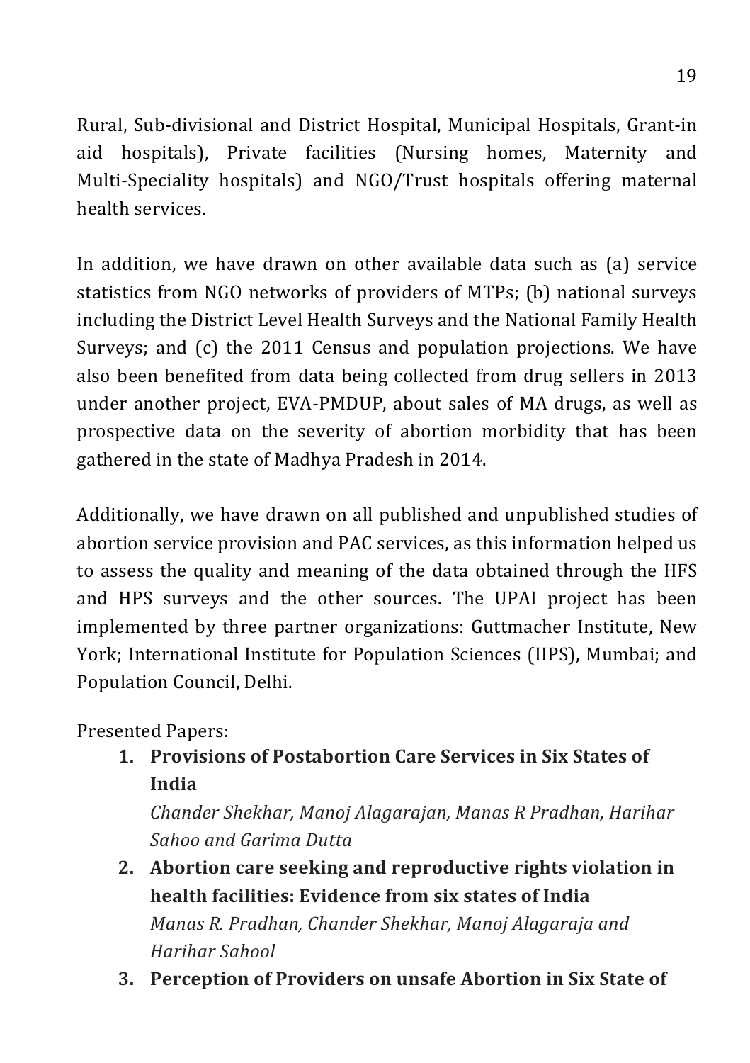Rural, Sub-divisional and District Hospital, Municipal Hospitals, Grant-in aid hospitals), Private facilities (Nursing homes, Maternity and Multi-Speciality hospitals) and NGO/Trust hospitals offering maternal health services.

In addition, we have drawn on other available data such as (a) service statistics from NGO networks of providers of MTPs; (b) national surveys including the District Level Health Surveys and the National Family Health Surveys; and (c) the 2011 Census and population projections. We have also been benefited from data being collected from drug sellers in 2013 under another project, EVA-PMDUP, about sales of MA drugs, as well as prospective data on the severity of abortion morbidity that has been gathered in the state of Madhya Pradesh in 2014.

Additionally, we have drawn on all published and unpublished studies of abortion service provision and PAC services, as this information helped us to assess the quality and meaning of the data obtained through the HFS and HPS surveys and the other sources. The UPAI project has been implemented by three partner organizations: Guttmacher Institute, New York; International Institute for Population Sciences (IIPS), Mumbai; and Population Council, Delhi.

Presented Papers:

1. **Provisions of Postabortion Care Services in Six States of India**
   *Chander Shekhar, Manoj Alagarajan, Manas R Pradhan, Harihar Sahoo and Garima Dutta*
2. **Abortion care seeking and reproductive rights violation in health facilities: Evidence from six states of India**
   *Manas R. Pradhan, Chander Shekhar, Manoj Alagaraja and Harihar Sahool*
3. **Perception of Providers on unsafe Abortion in Six State of**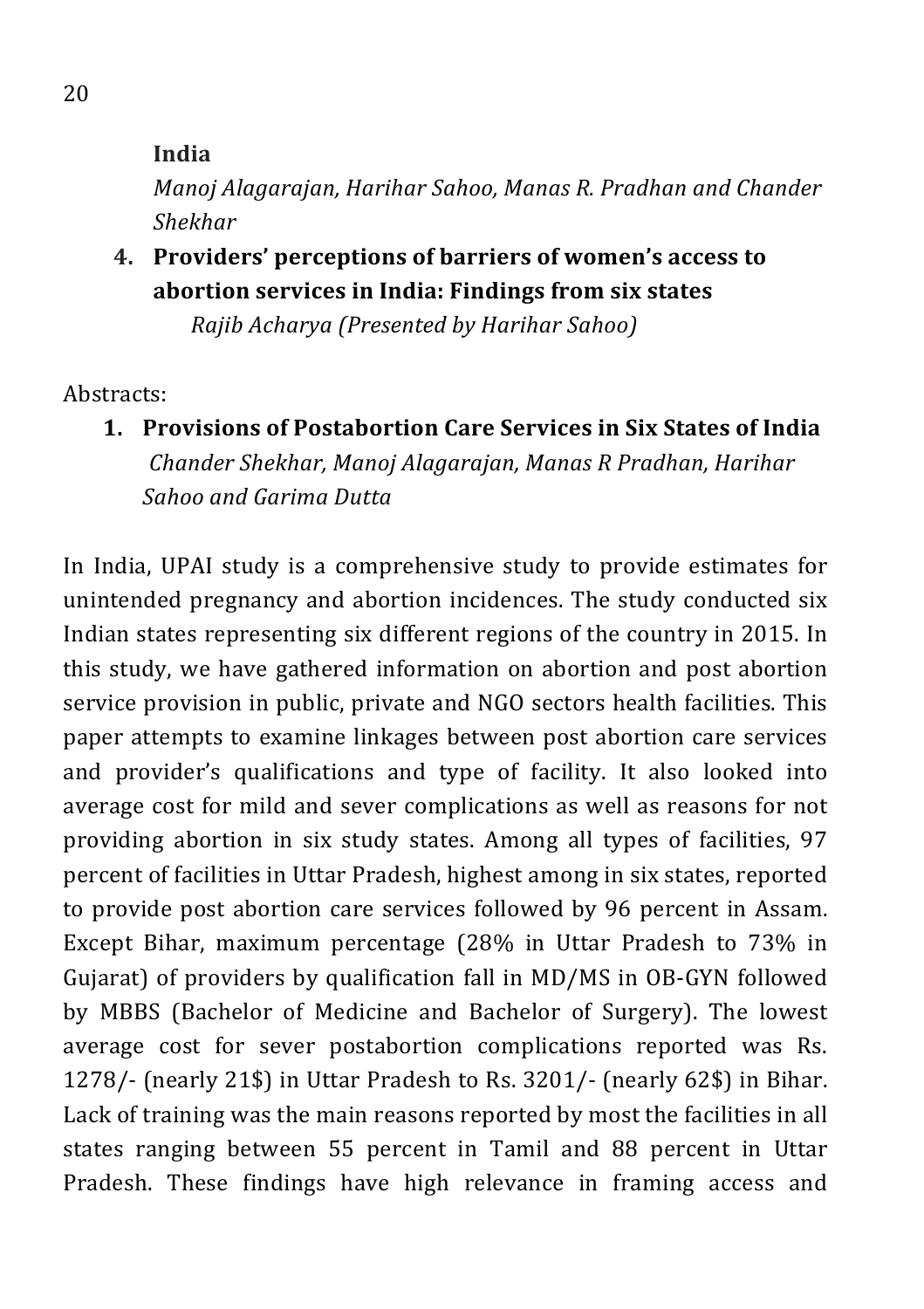**India**

*Manoj Alagarajan, Harihar Sahoo, Manas R. Pradhan and Chander Shekhar*

4. **Providers' perceptions of barriers of women's access to abortion services in India: Findings from six states**
   *Rajib Acharya (Presented by Harihar Sahoo)*

Abstracts:

1. **Provisions of Postabortion Care Services in Six States of India**
   *Chander Shekhar, Manoj Alagarajan, Manas R Pradhan, Harihar Sahoo and Garima Dutta*

In India, UPAI study is a comprehensive study to provide estimates for unintended pregnancy and abortion incidences. The study conducted six Indian states representing six different regions of the country in 2015. In this study, we have gathered information on abortion and post abortion service provision in public, private and NGO sectors health facilities. This paper attempts to examine linkages between post abortion care services and provider's qualifications and type of facility. It also looked into average cost for mild and sever complications as well as reasons for not providing abortion in six study states. Among all types of facilities, 97 percent of facilities in Uttar Pradesh, highest among in six states, reported to provide post abortion care services followed by 96 percent in Assam. Except Bihar, maximum percentage (28% in Uttar Pradesh to 73% in Gujarat) of providers by qualification fall in MD/MS in OB-GYN followed by MBBS (Bachelor of Medicine and Bachelor of Surgery). The lowest average cost for sever postabortion complications reported was Rs. 1278/- (nearly 21$) in Uttar Pradesh to Rs. 3201/- (nearly 62$) in Bihar. Lack of training was the main reasons reported by most the facilities in all states ranging between 55 percent in Tamil and 88 percent in Uttar Pradesh. These findings have high relevance in framing access and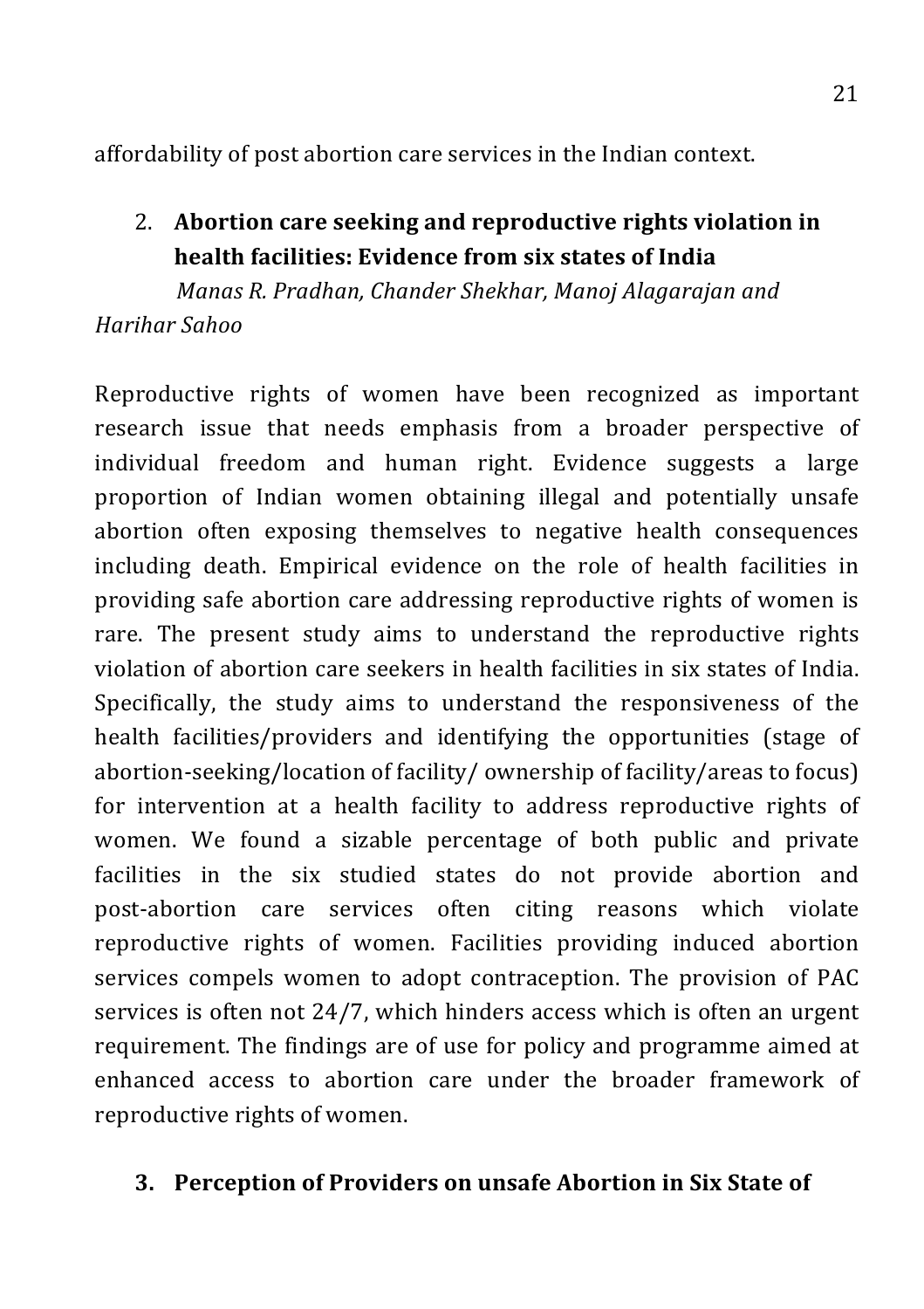affordability of post abortion care services in the Indian context.

## 2. **Abortion care seeking and reproductive rights violation in health facilities: Evidence from six states of India**

*Manas R. Pradhan, Chander Shekhar, Manoj Alagarajan and Harihar Sahoo*

Reproductive rights of women have been recognized as important research issue that needs emphasis from a broader perspective of individual freedom and human right. Evidence suggests a large proportion of Indian women obtaining illegal and potentially unsafe abortion often exposing themselves to negative health consequences including death. Empirical evidence on the role of health facilities in providing safe abortion care addressing reproductive rights of women is rare. The present study aims to understand the reproductive rights violation of abortion care seekers in health facilities in six states of India. Specifically, the study aims to understand the responsiveness of the health facilities/providers and identifying the opportunities (stage of abortion-seeking/location of facility/ ownership of facility/areas to focus) for intervention at a health facility to address reproductive rights of women. We found a sizable percentage of both public and private facilities in the six studied states do not provide abortion and post-abortion care services often citing reasons which violate reproductive rights of women. Facilities providing induced abortion services compels women to adopt contraception. The provision of PAC services is often not 24/7, which hinders access which is often an urgent requirement. The findings are of use for policy and programme aimed at enhanced access to abortion care under the broader framework of reproductive rights of women.

## 3. **Perception of Providers on unsafe Abortion in Six State of**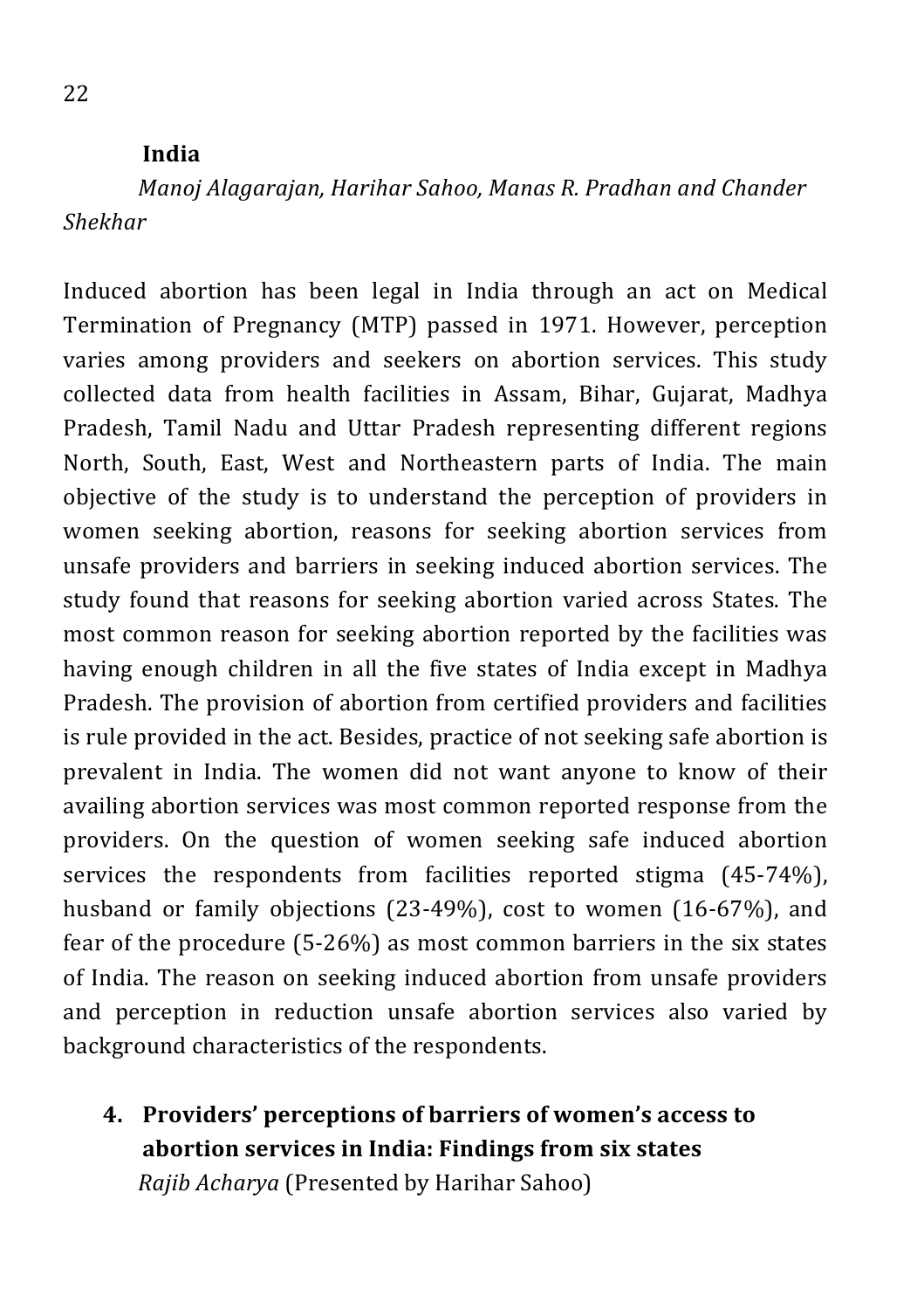**India**

*Manoj Alagarajan, Harihar Sahoo, Manas R. Pradhan and Chander Shekhar*

Induced abortion has been legal in India through an act on Medical Termination of Pregnancy (MTP) passed in 1971. However, perception varies among providers and seekers on abortion services. This study collected data from health facilities in Assam, Bihar, Gujarat, Madhya Pradesh, Tamil Nadu and Uttar Pradesh representing different regions North, South, East, West and Northeastern parts of India. The main objective of the study is to understand the perception of providers in women seeking abortion, reasons for seeking abortion services from unsafe providers and barriers in seeking induced abortion services. The study found that reasons for seeking abortion varied across States. The most common reason for seeking abortion reported by the facilities was having enough children in all the five states of India except in Madhya Pradesh. The provision of abortion from certified providers and facilities is rule provided in the act. Besides, practice of not seeking safe abortion is prevalent in India. The women did not want anyone to know of their availing abortion services was most common reported response from the providers. On the question of women seeking safe induced abortion services the respondents from facilities reported stigma (45-74%), husband or family objections (23-49%), cost to women (16-67%), and fear of the procedure (5-26%) as most common barriers in the six states of India. The reason on seeking induced abortion from unsafe providers and perception in reduction unsafe abortion services also varied by background characteristics of the respondents.

4. **Providers' perceptions of barriers of women's access to abortion services in India: Findings from six states**
   *Rajib Acharya* (Presented by Harihar Sahoo)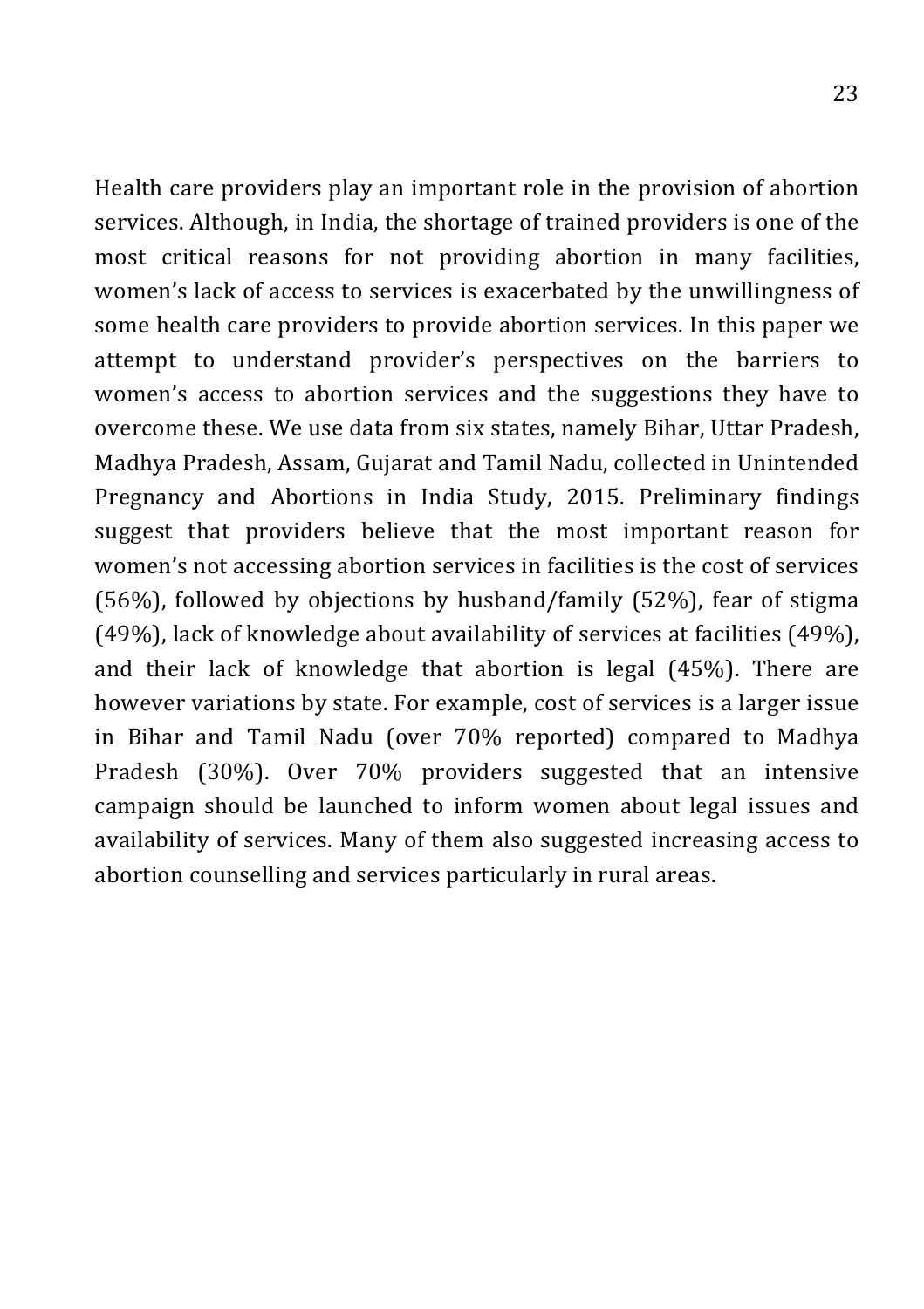Health care providers play an important role in the provision of abortion services. Although, in India, the shortage of trained providers is one of the most critical reasons for not providing abortion in many facilities, women's lack of access to services is exacerbated by the unwillingness of some health care providers to provide abortion services. In this paper we attempt to understand provider's perspectives on the barriers to women's access to abortion services and the suggestions they have to overcome these. We use data from six states, namely Bihar, Uttar Pradesh, Madhya Pradesh, Assam, Gujarat and Tamil Nadu, collected in Unintended Pregnancy and Abortions in India Study, 2015. Preliminary findings suggest that providers believe that the most important reason for women's not accessing abortion services in facilities is the cost of services (56%), followed by objections by husband/family (52%), fear of stigma (49%), lack of knowledge about availability of services at facilities (49%), and their lack of knowledge that abortion is legal (45%). There are however variations by state. For example, cost of services is a larger issue in Bihar and Tamil Nadu (over 70% reported) compared to Madhya Pradesh (30%). Over 70% providers suggested that an intensive campaign should be launched to inform women about legal issues and availability of services. Many of them also suggested increasing access to abortion counselling and services particularly in rural areas.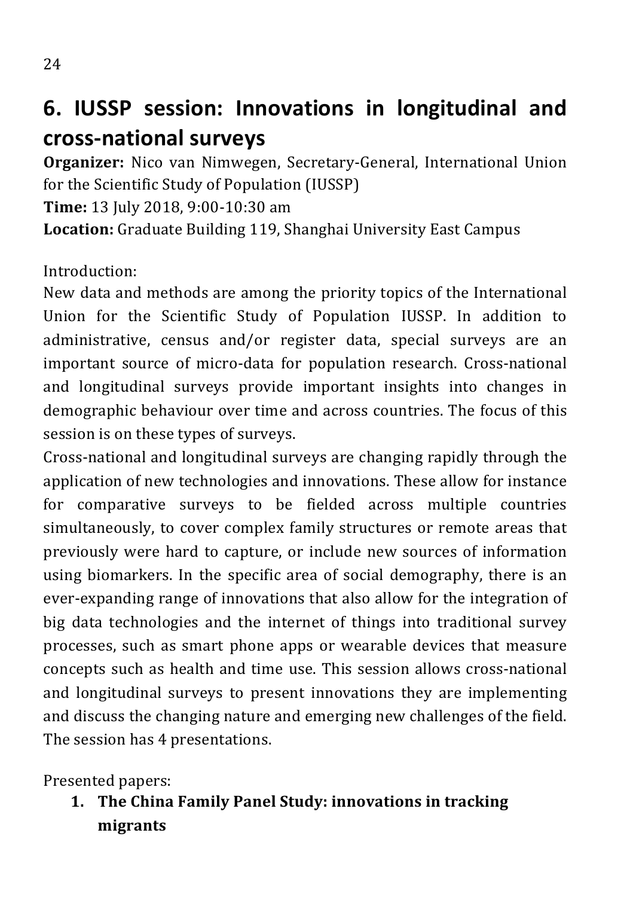## 6. IUSSP session: Innovations in longitudinal and cross-national surveys

**Organizer:** Nico van Nimwegen, Secretary-General, International Union for the Scientific Study of Population (IUSSP)
**Time:** 13 July 2018, 9:00-10:30 am
**Location:** Graduate Building 119, Shanghai University East Campus

Introduction:
New data and methods are among the priority topics of the International Union for the Scientific Study of Population IUSSP. In addition to administrative, census and/or register data, special surveys are an important source of micro-data for population research. Cross-national and longitudinal surveys provide important insights into changes in demographic behaviour over time and across countries. The focus of this session is on these types of surveys.
Cross-national and longitudinal surveys are changing rapidly through the application of new technologies and innovations. These allow for instance for comparative surveys to be fielded across multiple countries simultaneously, to cover complex family structures or remote areas that previously were hard to capture, or include new sources of information using biomarkers. In the specific area of social demography, there is an ever-expanding range of innovations that also allow for the integration of big data technologies and the internet of things into traditional survey processes, such as smart phone apps or wearable devices that measure concepts such as health and time use. This session allows cross-national and longitudinal surveys to present innovations they are implementing and discuss the changing nature and emerging new challenges of the field. The session has 4 presentations.

Presented papers:

1. **The China Family Panel Study: innovations in tracking migrants**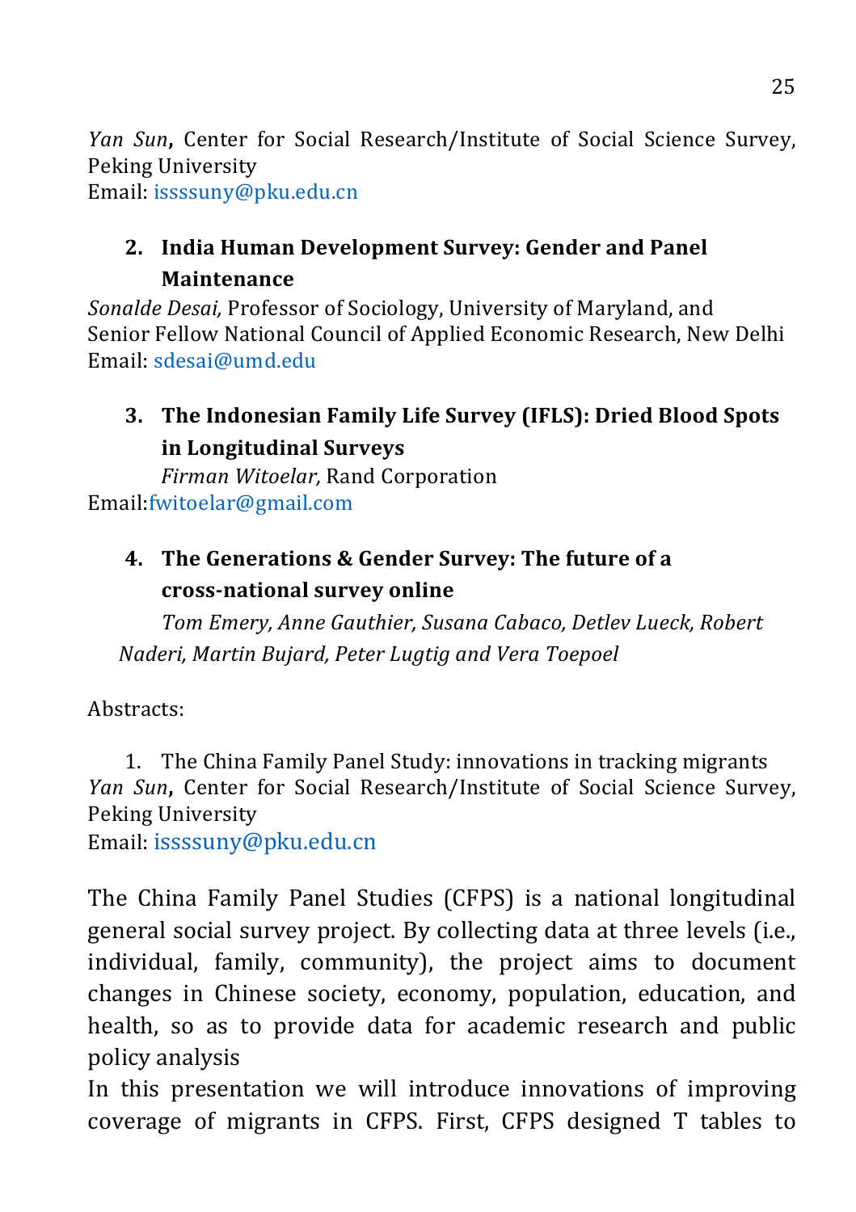*Yan Sun*, Center for Social Research/Institute of Social Science Survey, Peking University
Email: issssuny@pku.edu.cn

2. **India Human Development Survey: Gender and Panel Maintenance**

*Sonalde Desai,* Professor of Sociology, University of Maryland, and Senior Fellow National Council of Applied Economic Research, New Delhi
Email: sdesai@umd.edu

3. **The Indonesian Family Life Survey (IFLS): Dried Blood Spots in Longitudinal Surveys**

*Firman Witoelar,* Rand Corporation
Email:fwitoelar@gmail.com

4. **The Generations & Gender Survey: The future of a cross-national survey online**

*Tom Emery, Anne Gauthier, Susana Cabaco, Detlev Lueck, Robert Naderi, Martin Bujard, Peter Lugtig and Vera Toepoel*

Abstracts:

1. The China Family Panel Study: innovations in tracking migrants

*Yan Sun*, Center for Social Research/Institute of Social Science Survey, Peking University
Email: issssuny@pku.edu.cn

The China Family Panel Studies (CFPS) is a national longitudinal general social survey project. By collecting data at three levels (i.e., individual, family, community), the project aims to document changes in Chinese society, economy, population, education, and health, so as to provide data for academic research and public policy analysis
In this presentation we will introduce innovations of improving coverage of migrants in CFPS. First, CFPS designed T tables to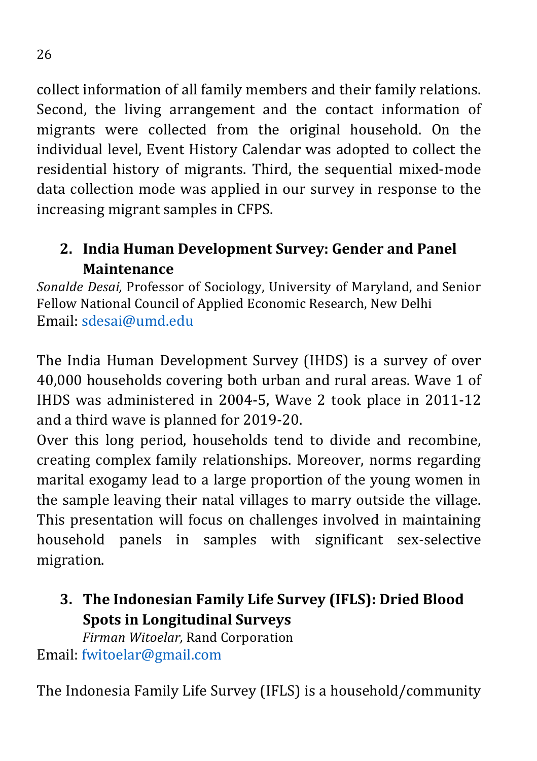collect information of all family members and their family relations. Second, the living arrangement and the contact information of migrants were collected from the original household. On the individual level, Event History Calendar was adopted to collect the residential history of migrants. Third, the sequential mixed-mode data collection mode was applied in our survey in response to the increasing migrant samples in CFPS.

## 2. India Human Development Survey: Gender and Panel Maintenance

*Sonalde Desai,* Professor of Sociology, University of Maryland, and Senior Fellow National Council of Applied Economic Research, New Delhi
Email: sdesai@umd.edu

The India Human Development Survey (IHDS) is a survey of over 40,000 households covering both urban and rural areas. Wave 1 of IHDS was administered in 2004-5, Wave 2 took place in 2011-12 and a third wave is planned for 2019-20.
Over this long period, households tend to divide and recombine, creating complex family relationships. Moreover, norms regarding marital exogamy lead to a large proportion of the young women in the sample leaving their natal villages to marry outside the village. This presentation will focus on challenges involved in maintaining household panels in samples with significant sex-selective migration.

## 3. The Indonesian Family Life Survey (IFLS): Dried Blood Spots in Longitudinal Surveys

*Firman Witoelar,* Rand Corporation
Email: fwitoelar@gmail.com

The Indonesia Family Life Survey (IFLS) is a household/community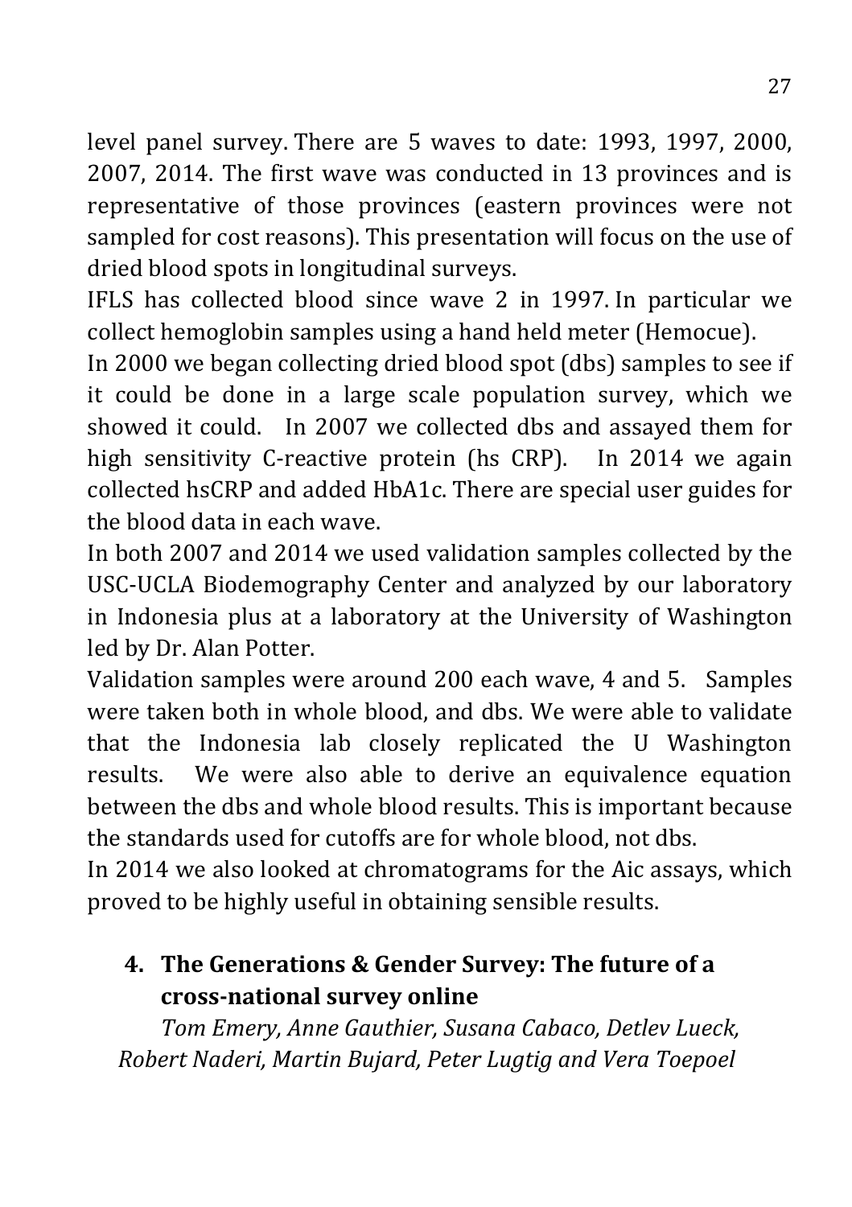level panel survey. There are 5 waves to date: 1993, 1997, 2000, 2007, 2014. The first wave was conducted in 13 provinces and is representative of those provinces (eastern provinces were not sampled for cost reasons). This presentation will focus on the use of dried blood spots in longitudinal surveys.

IFLS has collected blood since wave 2 in 1997. In particular we collect hemoglobin samples using a hand held meter (Hemocue).

In 2000 we began collecting dried blood spot (dbs) samples to see if it could be done in a large scale population survey, which we showed it could. In 2007 we collected dbs and assayed them for high sensitivity C-reactive protein (hs CRP). In 2014 we again collected hsCRP and added HbA1c. There are special user guides for the blood data in each wave.

In both 2007 and 2014 we used validation samples collected by the USC-UCLA Biodemography Center and analyzed by our laboratory in Indonesia plus at a laboratory at the University of Washington led by Dr. Alan Potter.

Validation samples were around 200 each wave, 4 and 5. Samples were taken both in whole blood, and dbs. We were able to validate that the Indonesia lab closely replicated the U Washington results. We were also able to derive an equivalence equation between the dbs and whole blood results. This is important because the standards used for cutoffs are for whole blood, not dbs.

In 2014 we also looked at chromatograms for the Aic assays, which proved to be highly useful in obtaining sensible results.

## 4. The Generations & Gender Survey: The future of a cross-national survey online

*Tom Emery, Anne Gauthier, Susana Cabaco, Detlev Lueck, Robert Naderi, Martin Bujard, Peter Lugtig and Vera Toepoel*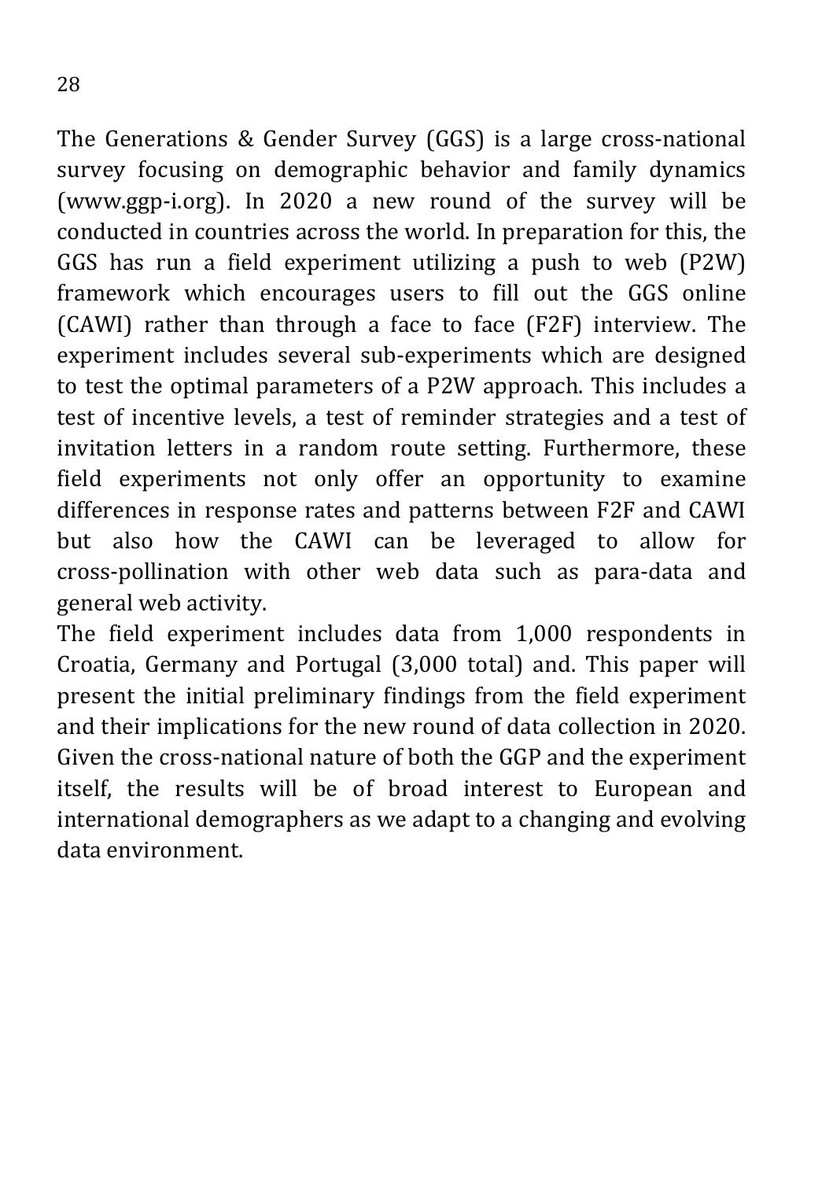The Generations & Gender Survey (GGS) is a large cross-national survey focusing on demographic behavior and family dynamics (www.ggp-i.org). In 2020 a new round of the survey will be conducted in countries across the world. In preparation for this, the GGS has run a field experiment utilizing a push to web (P2W) framework which encourages users to fill out the GGS online (CAWI) rather than through a face to face (F2F) interview. The experiment includes several sub-experiments which are designed to test the optimal parameters of a P2W approach. This includes a test of incentive levels, a test of reminder strategies and a test of invitation letters in a random route setting. Furthermore, these field experiments not only offer an opportunity to examine differences in response rates and patterns between F2F and CAWI but also how the CAWI can be leveraged to allow for cross-pollination with other web data such as para-data and general web activity.

The field experiment includes data from 1,000 respondents in Croatia, Germany and Portugal (3,000 total) and. This paper will present the initial preliminary findings from the field experiment and their implications for the new round of data collection in 2020. Given the cross-national nature of both the GGP and the experiment itself, the results will be of broad interest to European and international demographers as we adapt to a changing and evolving data environment.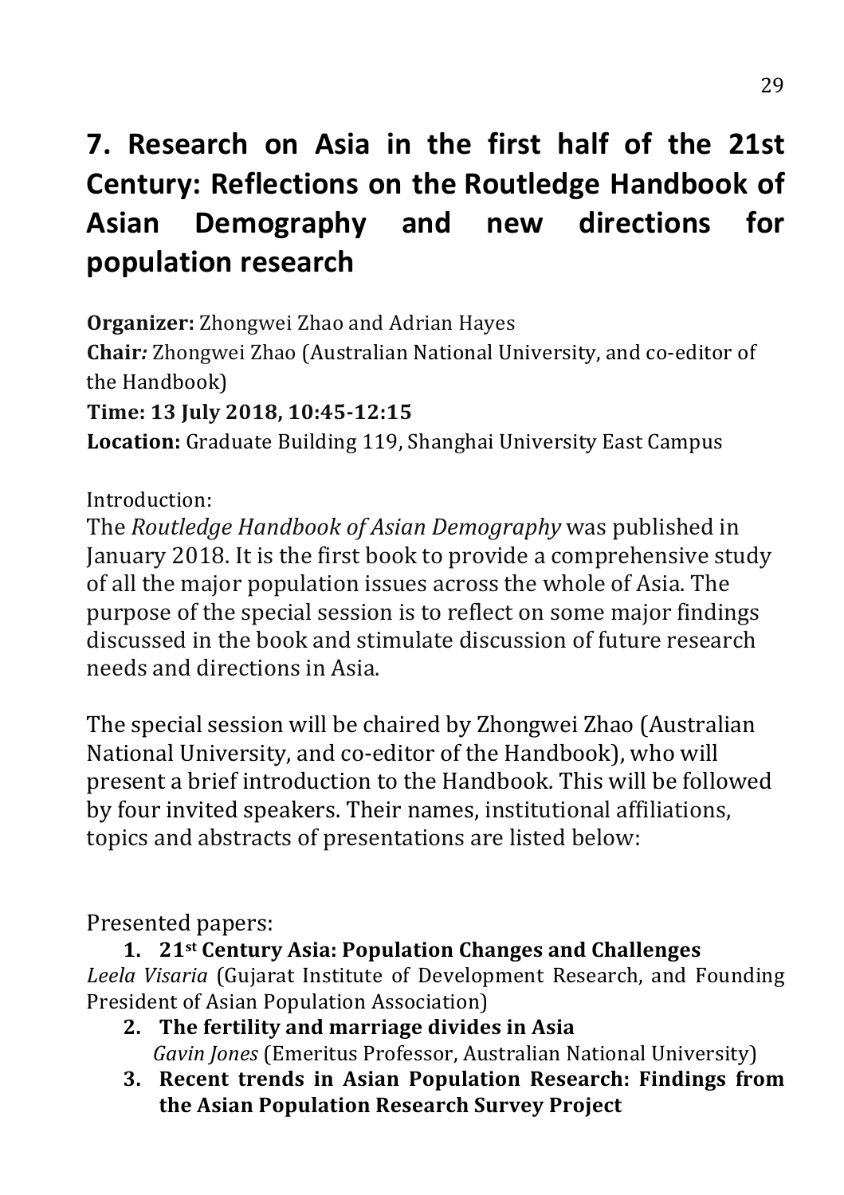# 7. Research on Asia in the first half of the 21st Century: Reflections on the Routledge Handbook of Asian Demography and new directions for population research

**Organizer:** Zhongwei Zhao and Adrian Hayes

**Chair***:* Zhongwei Zhao (Australian National University, and co-editor of the Handbook)

**Time: 13 July 2018, 10:45-12:15**

**Location:** Graduate Building 119, Shanghai University East Campus

Introduction:

The *Routledge Handbook of Asian Demography* was published in January 2018. It is the first book to provide a comprehensive study of all the major population issues across the whole of Asia. The purpose of the special session is to reflect on some major findings discussed in the book and stimulate discussion of future research needs and directions in Asia.

The special session will be chaired by Zhongwei Zhao (Australian National University, and co-editor of the Handbook), who will present a brief introduction to the Handbook. This will be followed by four invited speakers. Their names, institutional affiliations, topics and abstracts of presentations are listed below:

Presented papers:

1. **21st Century Asia: Population Changes and Challenges**
*Leela Visaria* (Gujarat Institute of Development Research, and Founding President of Asian Population Association)
2. **The fertility and marriage divides in Asia**
*Gavin Jones* (Emeritus Professor, Australian National University)
3. **Recent trends in Asian Population Research: Findings from the Asian Population Research Survey Project**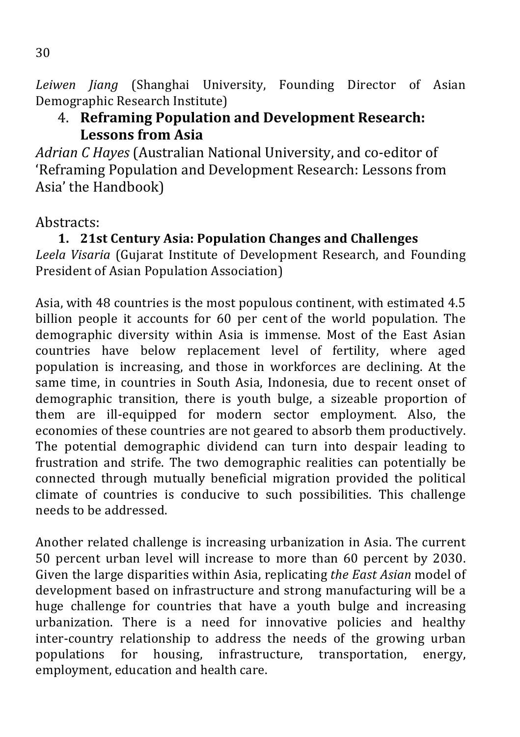*Leiwen Jiang* (Shanghai University, Founding Director of Asian Demographic Research Institute)

4. **Reframing Population and Development Research: Lessons from Asia**

*Adrian C Hayes* (Australian National University, and co-editor of 'Reframing Population and Development Research: Lessons from Asia' the Handbook)

Abstracts:

1. **21st Century Asia: Population Changes and Challenges**

*Leela Visaria* (Gujarat Institute of Development Research, and Founding President of Asian Population Association)

Asia, with 48 countries is the most populous continent, with estimated 4.5 billion people it accounts for 60 per cent of the world population. The demographic diversity within Asia is immense. Most of the East Asian countries have below replacement level of fertility, where aged population is increasing, and those in workforces are declining. At the same time, in countries in South Asia, Indonesia, due to recent onset of demographic transition, there is youth bulge, a sizeable proportion of them are ill-equipped for modern sector employment. Also, the economies of these countries are not geared to absorb them productively. The potential demographic dividend can turn into despair leading to frustration and strife. The two demographic realities can potentially be connected through mutually beneficial migration provided the political climate of countries is conducive to such possibilities. This challenge needs to be addressed.

Another related challenge is increasing urbanization in Asia. The current 50 percent urban level will increase to more than 60 percent by 2030. Given the large disparities within Asia, replicating *the East Asian* model of development based on infrastructure and strong manufacturing will be a huge challenge for countries that have a youth bulge and increasing urbanization. There is a need for innovative policies and healthy inter-country relationship to address the needs of the growing urban populations for housing, infrastructure, transportation, energy, employment, education and health care.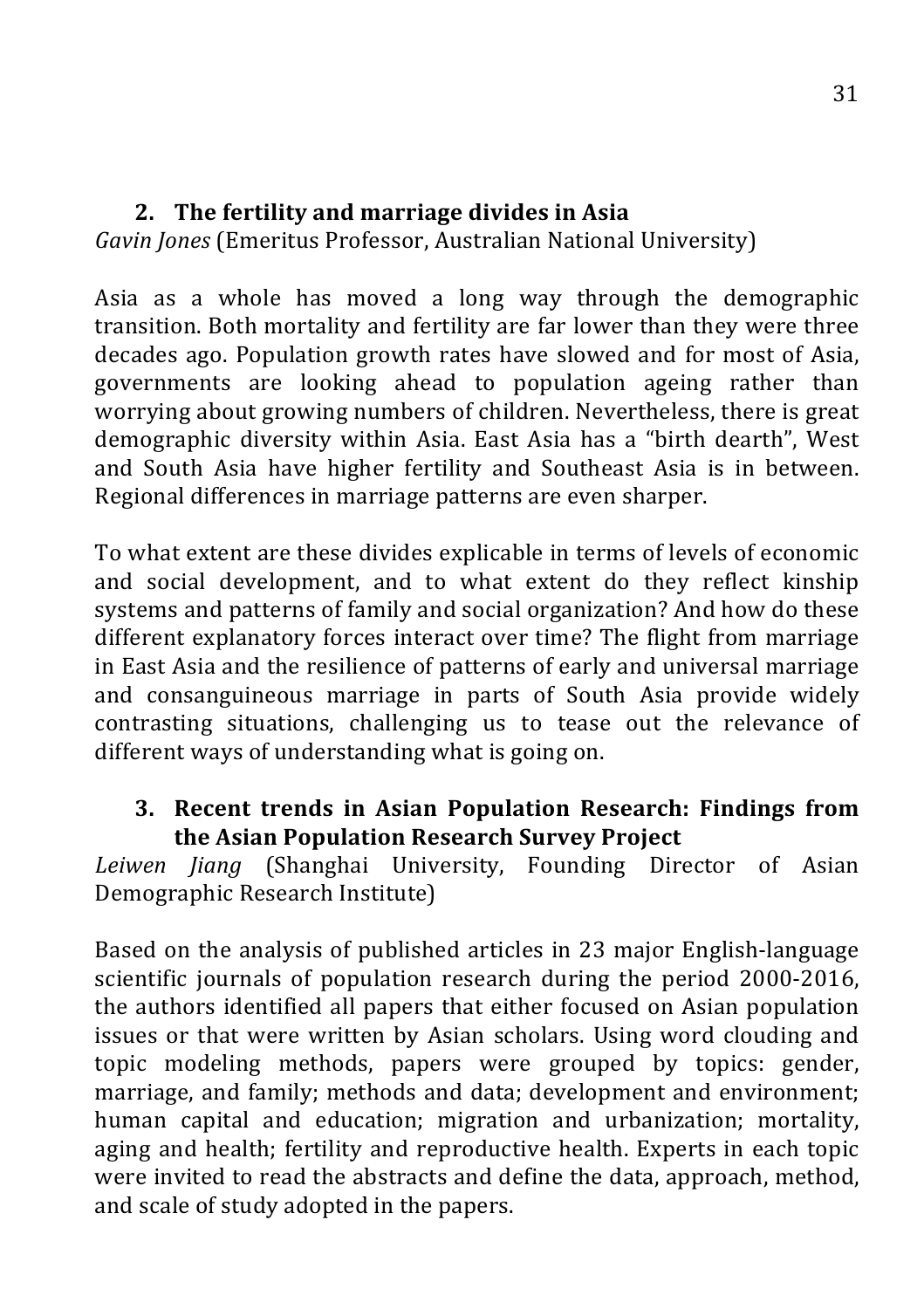## 2. The fertility and marriage divides in Asia

*Gavin Jones* (Emeritus Professor, Australian National University)

Asia as a whole has moved a long way through the demographic transition. Both mortality and fertility are far lower than they were three decades ago. Population growth rates have slowed and for most of Asia, governments are looking ahead to population ageing rather than worrying about growing numbers of children. Nevertheless, there is great demographic diversity within Asia. East Asia has a "birth dearth", West and South Asia have higher fertility and Southeast Asia is in between. Regional differences in marriage patterns are even sharper.

To what extent are these divides explicable in terms of levels of economic and social development, and to what extent do they reflect kinship systems and patterns of family and social organization? And how do these different explanatory forces interact over time? The flight from marriage in East Asia and the resilience of patterns of early and universal marriage and consanguineous marriage in parts of South Asia provide widely contrasting situations, challenging us to tease out the relevance of different ways of understanding what is going on.

## 3. Recent trends in Asian Population Research: Findings from the Asian Population Research Survey Project

*Leiwen Jiang* (Shanghai University, Founding Director of Asian Demographic Research Institute)

Based on the analysis of published articles in 23 major English-language scientific journals of population research during the period 2000-2016, the authors identified all papers that either focused on Asian population issues or that were written by Asian scholars. Using word clouding and topic modeling methods, papers were grouped by topics: gender, marriage, and family; methods and data; development and environment; human capital and education; migration and urbanization; mortality, aging and health; fertility and reproductive health. Experts in each topic were invited to read the abstracts and define the data, approach, method, and scale of study adopted in the papers.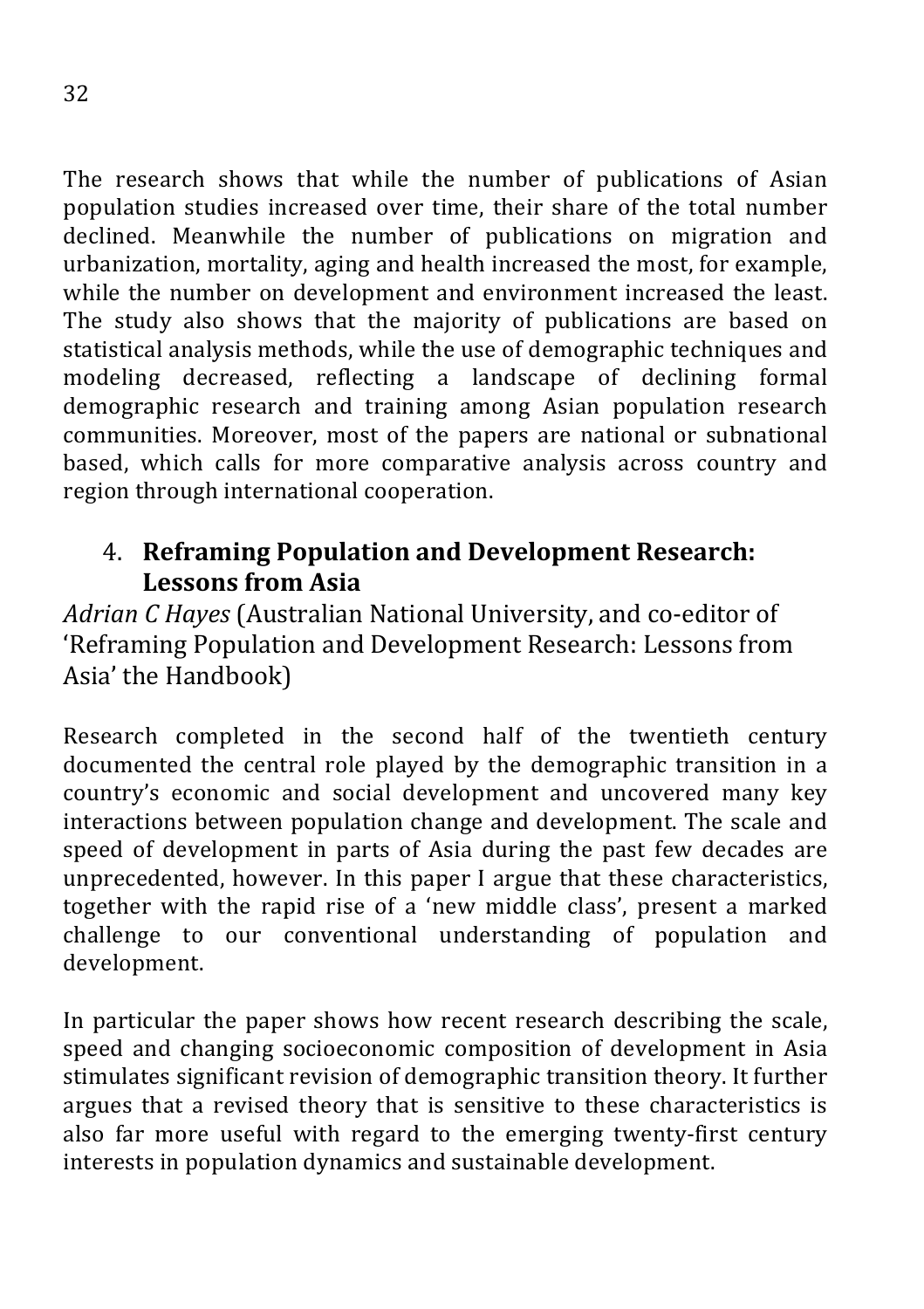The research shows that while the number of publications of Asian population studies increased over time, their share of the total number declined. Meanwhile the number of publications on migration and urbanization, mortality, aging and health increased the most, for example, while the number on development and environment increased the least. The study also shows that the majority of publications are based on statistical analysis methods, while the use of demographic techniques and modeling decreased, reflecting a landscape of declining formal demographic research and training among Asian population research communities. Moreover, most of the papers are national or subnational based, which calls for more comparative analysis across country and region through international cooperation.

## 4. Reframing Population and Development Research: Lessons from Asia

*Adrian C Hayes* (Australian National University, and co-editor of 'Reframing Population and Development Research: Lessons from Asia' the Handbook)

Research completed in the second half of the twentieth century documented the central role played by the demographic transition in a country's economic and social development and uncovered many key interactions between population change and development. The scale and speed of development in parts of Asia during the past few decades are unprecedented, however. In this paper I argue that these characteristics, together with the rapid rise of a 'new middle class', present a marked challenge to our conventional understanding of population and development.

In particular the paper shows how recent research describing the scale, speed and changing socioeconomic composition of development in Asia stimulates significant revision of demographic transition theory. It further argues that a revised theory that is sensitive to these characteristics is also far more useful with regard to the emerging twenty-first century interests in population dynamics and sustainable development.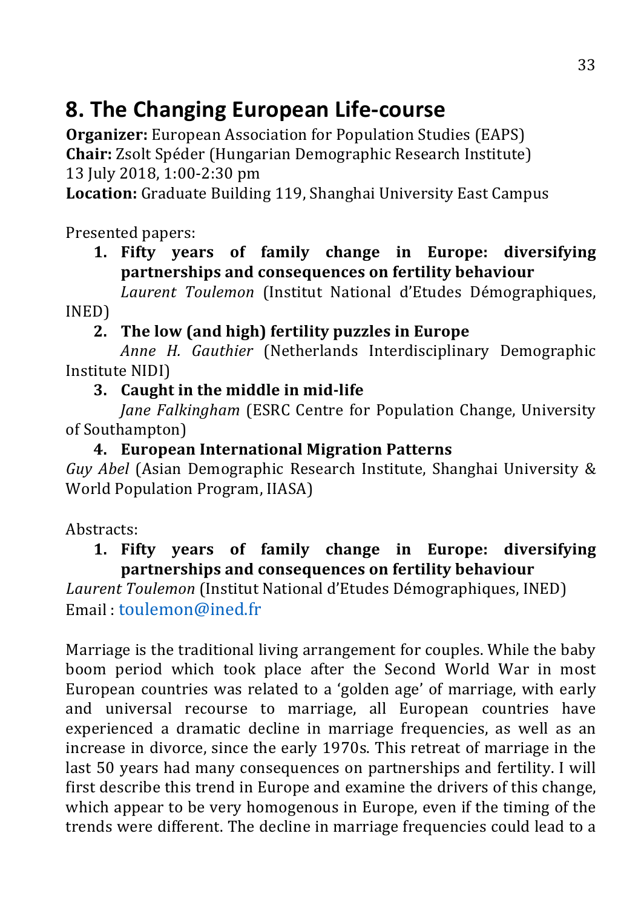# 8. The Changing European Life-course

**Organizer:** European Association for Population Studies (EAPS)
**Chair:** Zsolt Spéder (Hungarian Demographic Research Institute)
13 July 2018, 1:00-2:30 pm
**Location:** Graduate Building 119, Shanghai University East Campus

Presented papers:

1. **Fifty years of family change in Europe: diversifying partnerships and consequences on fertility behaviour**
   *Laurent Toulemon* (Institut National d'Etudes Démographiques, INED)
2. **The low (and high) fertility puzzles in Europe**
   *Anne H. Gauthier* (Netherlands Interdisciplinary Demographic Institute NIDI)
3. **Caught in the middle in mid-life**
   *Jane Falkingham* (ESRC Centre for Population Change, University of Southampton)
4. **European International Migration Patterns**
   *Guy Abel* (Asian Demographic Research Institute, Shanghai University & World Population Program, IIASA)

Abstracts:

1. **Fifty years of family change in Europe: diversifying partnerships and consequences on fertility behaviour**

*Laurent Toulemon* (Institut National d'Etudes Démographiques, INED)
Email : toulemon@ined.fr

Marriage is the traditional living arrangement for couples. While the baby boom period which took place after the Second World War in most European countries was related to a 'golden age' of marriage, with early and universal recourse to marriage, all European countries have experienced a dramatic decline in marriage frequencies, as well as an increase in divorce, since the early 1970s. This retreat of marriage in the last 50 years had many consequences on partnerships and fertility. I will first describe this trend in Europe and examine the drivers of this change, which appear to be very homogenous in Europe, even if the timing of the trends were different. The decline in marriage frequencies could lead to a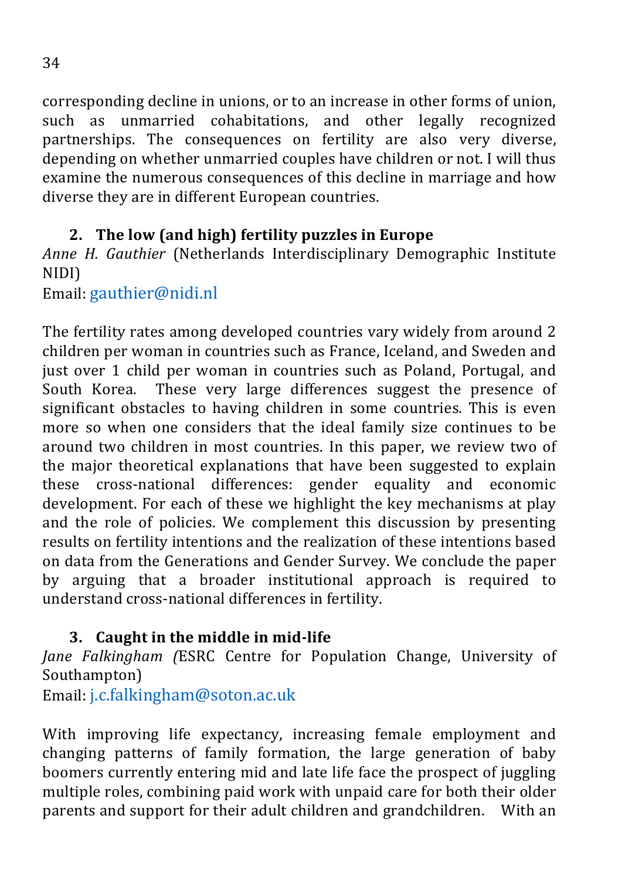corresponding decline in unions, or to an increase in other forms of union, such as unmarried cohabitations, and other legally recognized partnerships. The consequences on fertility are also very diverse, depending on whether unmarried couples have children or not. I will thus examine the numerous consequences of this decline in marriage and how diverse they are in different European countries.

### 2. The low (and high) fertility puzzles in Europe

*Anne H. Gauthier* (Netherlands Interdisciplinary Demographic Institute NIDI)
Email: gauthier@nidi.nl

The fertility rates among developed countries vary widely from around 2 children per woman in countries such as France, Iceland, and Sweden and just over 1 child per woman in countries such as Poland, Portugal, and South Korea. These very large differences suggest the presence of significant obstacles to having children in some countries. This is even more so when one considers that the ideal family size continues to be around two children in most countries. In this paper, we review two of the major theoretical explanations that have been suggested to explain these cross-national differences: gender equality and economic development. For each of these we highlight the key mechanisms at play and the role of policies. We complement this discussion by presenting results on fertility intentions and the realization of these intentions based on data from the Generations and Gender Survey. We conclude the paper by arguing that a broader institutional approach is required to understand cross-national differences in fertility.

### 3. Caught in the middle in mid-life

*Jane Falkingham (*ESRC Centre for Population Change, University of Southampton)
Email: j.c.falkingham@soton.ac.uk

With improving life expectancy, increasing female employment and changing patterns of family formation, the large generation of baby boomers currently entering mid and late life face the prospect of juggling multiple roles, combining paid work with unpaid care for both their older parents and support for their adult children and grandchildren. With an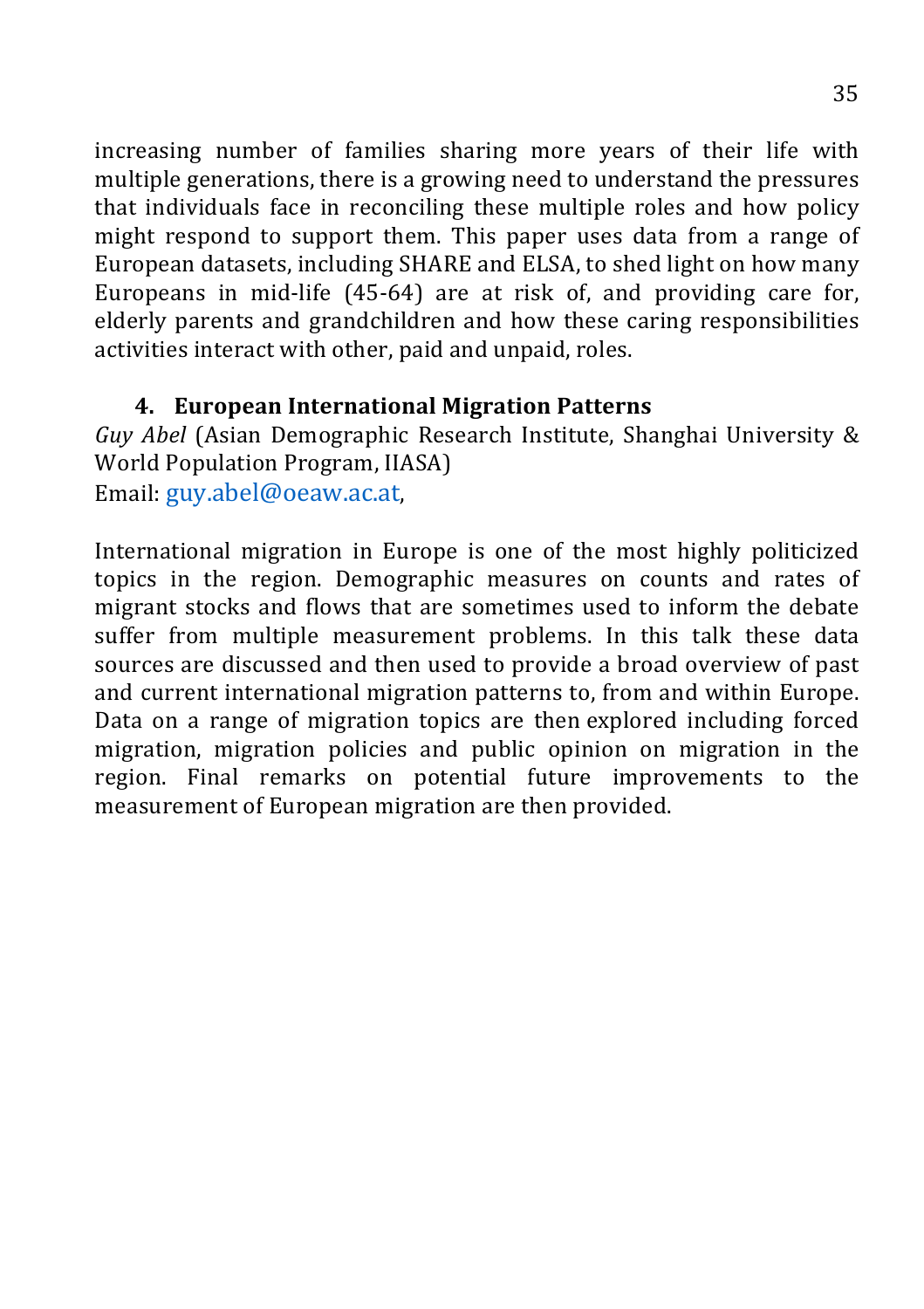increasing number of families sharing more years of their life with multiple generations, there is a growing need to understand the pressures that individuals face in reconciling these multiple roles and how policy might respond to support them. This paper uses data from a range of European datasets, including SHARE and ELSA, to shed light on how many Europeans in mid-life (45-64) are at risk of, and providing care for, elderly parents and grandchildren and how these caring responsibilities activities interact with other, paid and unpaid, roles.

### 4. European International Migration Patterns

*Guy Abel* (Asian Demographic Research Institute, Shanghai University & World Population Program, IIASA)
Email: guy.abel@oeaw.ac.at,

International migration in Europe is one of the most highly politicized topics in the region. Demographic measures on counts and rates of migrant stocks and flows that are sometimes used to inform the debate suffer from multiple measurement problems. In this talk these data sources are discussed and then used to provide a broad overview of past and current international migration patterns to, from and within Europe. Data on a range of migration topics are then explored including forced migration, migration policies and public opinion on migration in the region. Final remarks on potential future improvements to the measurement of European migration are then provided.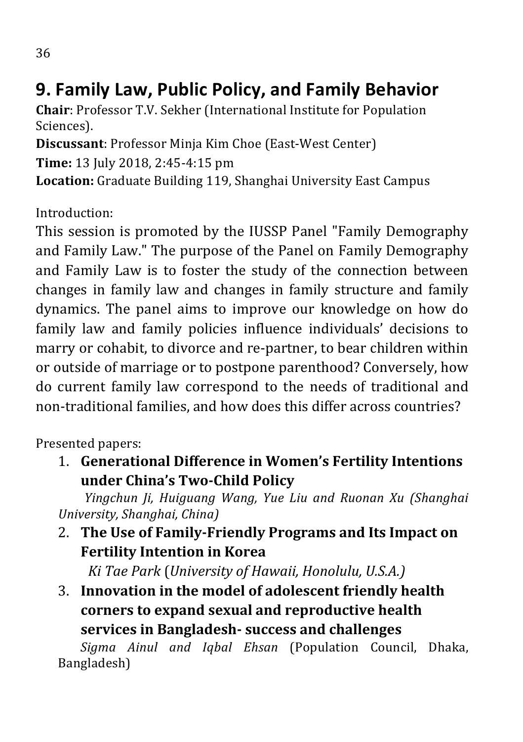## 9. Family Law, Public Policy, and Family Behavior

**Chair**: Professor T.V. Sekher (International Institute for Population Sciences).

**Discussant**: Professor Minja Kim Choe (East-West Center)

**Time:** 13 July 2018, 2:45-4:15 pm

**Location:** Graduate Building 119, Shanghai University East Campus

Introduction:

This session is promoted by the IUSSP Panel "Family Demography and Family Law." The purpose of the Panel on Family Demography and Family Law is to foster the study of the connection between changes in family law and changes in family structure and family dynamics. The panel aims to improve our knowledge on how do family law and family policies influence individuals' decisions to marry or cohabit, to divorce and re-partner, to bear children within or outside of marriage or to postpone parenthood? Conversely, how do current family law correspond to the needs of traditional and non-traditional families, and how does this differ across countries?

Presented papers:

1. **Generational Difference in Women's Fertility Intentions under China's Two-Child Policy**

   *Yingchun Ji, Huiguang Wang, Yue Liu and Ruonan Xu (Shanghai University, Shanghai, China)*

2. **The Use of Family-Friendly Programs and Its Impact on Fertility Intention in Korea**

   *Ki Tae Park* (*University of Hawaii, Honolulu, U.S.A.)*

3. **Innovation in the model of adolescent friendly health corners to expand sexual and reproductive health services in Bangladesh- success and challenges**

   *Sigma Ainul and Iqbal Ehsan* (Population Council, Dhaka, Bangladesh)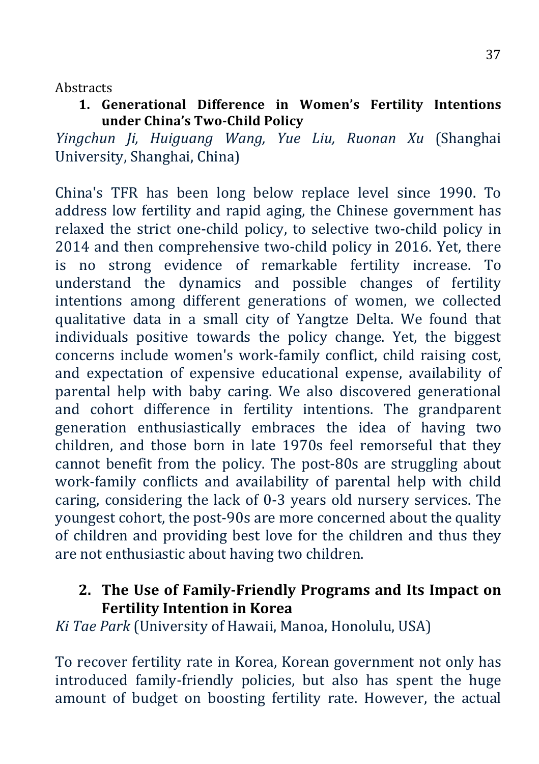Abstracts

## 1. Generational Difference in Women's Fertility Intentions under China's Two-Child Policy

*Yingchun Ji, Huiguang Wang, Yue Liu, Ruonan Xu* (Shanghai University, Shanghai, China)

China's TFR has been long below replace level since 1990. To address low fertility and rapid aging, the Chinese government has relaxed the strict one-child policy, to selective two-child policy in 2014 and then comprehensive two-child policy in 2016. Yet, there is no strong evidence of remarkable fertility increase. To understand the dynamics and possible changes of fertility intentions among different generations of women, we collected qualitative data in a small city of Yangtze Delta. We found that individuals positive towards the policy change. Yet, the biggest concerns include women's work-family conflict, child raising cost, and expectation of expensive educational expense, availability of parental help with baby caring. We also discovered generational and cohort difference in fertility intentions. The grandparent generation enthusiastically embraces the idea of having two children, and those born in late 1970s feel remorseful that they cannot benefit from the policy. The post-80s are struggling about work-family conflicts and availability of parental help with child caring, considering the lack of 0-3 years old nursery services. The youngest cohort, the post-90s are more concerned about the quality of children and providing best love for the children and thus they are not enthusiastic about having two children.

## 2. The Use of Family-Friendly Programs and Its Impact on Fertility Intention in Korea

*Ki Tae Park* (University of Hawaii, Manoa, Honolulu, USA)

To recover fertility rate in Korea, Korean government not only has introduced family-friendly policies, but also has spent the huge amount of budget on boosting fertility rate. However, the actual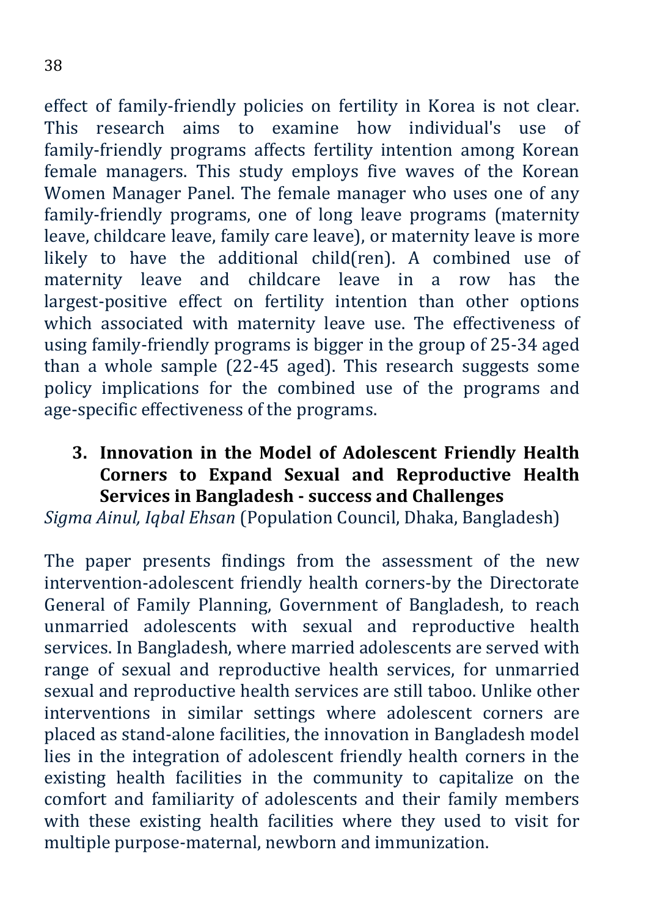effect of family-friendly policies on fertility in Korea is not clear. This research aims to examine how individual's use of family-friendly programs affects fertility intention among Korean female managers. This study employs five waves of the Korean Women Manager Panel. The female manager who uses one of any family-friendly programs, one of long leave programs (maternity leave, childcare leave, family care leave), or maternity leave is more likely to have the additional child(ren). A combined use of maternity leave and childcare leave in a row has the largest-positive effect on fertility intention than other options which associated with maternity leave use. The effectiveness of using family-friendly programs is bigger in the group of 25-34 aged than a whole sample (22-45 aged). This research suggests some policy implications for the combined use of the programs and age-specific effectiveness of the programs.

### 3. Innovation in the Model of Adolescent Friendly Health Corners to Expand Sexual and Reproductive Health Services in Bangladesh - success and Challenges

*Sigma Ainul, Iqbal Ehsan* (Population Council, Dhaka, Bangladesh)

The paper presents findings from the assessment of the new intervention-adolescent friendly health corners-by the Directorate General of Family Planning, Government of Bangladesh, to reach unmarried adolescents with sexual and reproductive health services. In Bangladesh, where married adolescents are served with range of sexual and reproductive health services, for unmarried sexual and reproductive health services are still taboo. Unlike other interventions in similar settings where adolescent corners are placed as stand-alone facilities, the innovation in Bangladesh model lies in the integration of adolescent friendly health corners in the existing health facilities in the community to capitalize on the comfort and familiarity of adolescents and their family members with these existing health facilities where they used to visit for multiple purpose-maternal, newborn and immunization.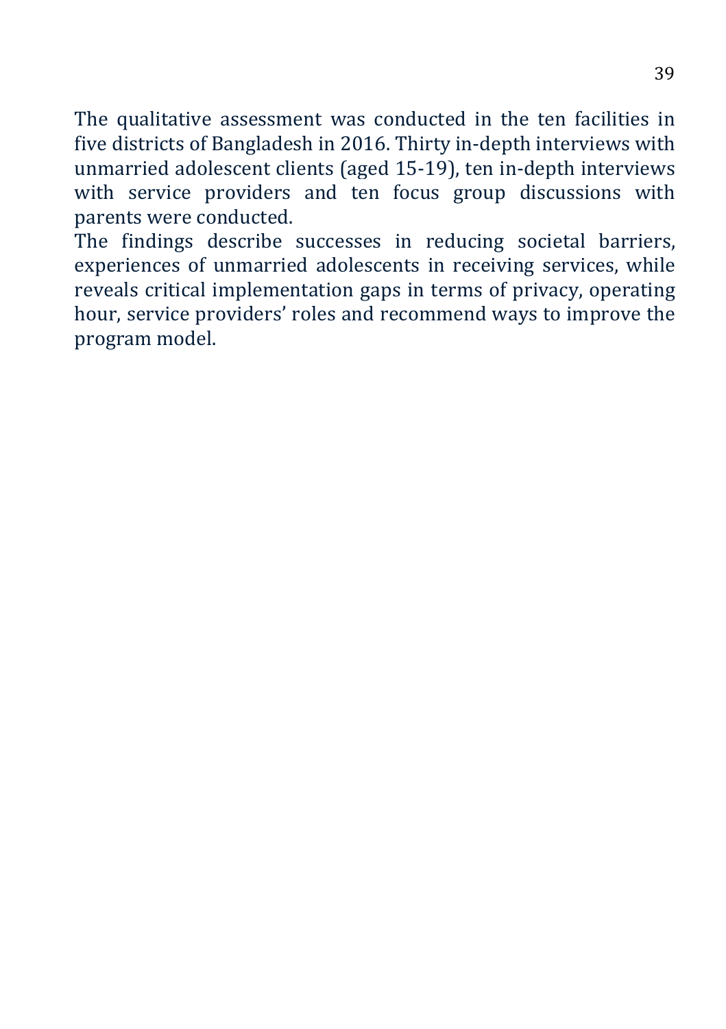The qualitative assessment was conducted in the ten facilities in five districts of Bangladesh in 2016. Thirty in-depth interviews with unmarried adolescent clients (aged 15-19), ten in-depth interviews with service providers and ten focus group discussions with parents were conducted.

The findings describe successes in reducing societal barriers, experiences of unmarried adolescents in receiving services, while reveals critical implementation gaps in terms of privacy, operating hour, service providers' roles and recommend ways to improve the program model.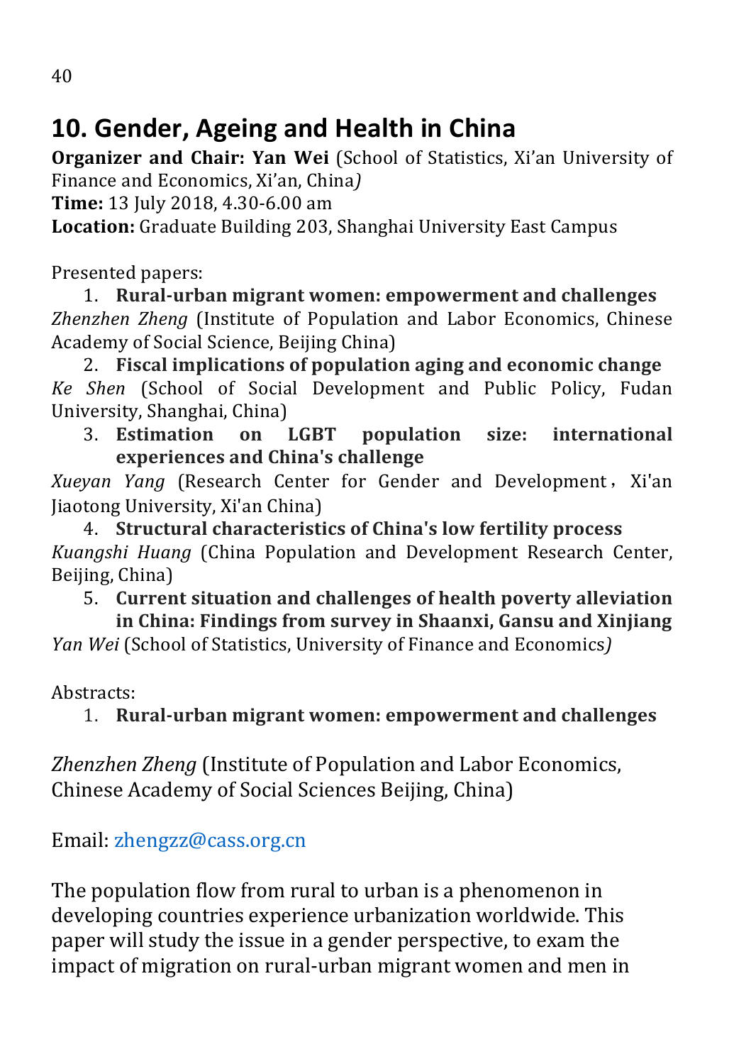## 10. Gender, Ageing and Health in China

**Organizer and Chair: Yan Wei** (School of Statistics, Xi'an University of Finance and Economics, Xi'an, China*)*

**Time:** 13 July 2018, 4.30-6.00 am

**Location:** Graduate Building 203, Shanghai University East Campus

Presented papers:

1. **Rural-urban migrant women: empowerment and challenges**

*Zhenzhen Zheng* (Institute of Population and Labor Economics, Chinese Academy of Social Science, Beijing China)

2. **Fiscal implications of population aging and economic change**

*Ke Shen* (School of Social Development and Public Policy, Fudan University, Shanghai, China)

3. **Estimation on LGBT population size: international experiences and China's challenge**

*Xueyan Yang* (Research Center for Gender and Development，Xi'an Jiaotong University, Xi'an China)

4. **Structural characteristics of China's low fertility process**

*Kuangshi Huang* (China Population and Development Research Center, Beijing, China)

5. **Current situation and challenges of health poverty alleviation in China: Findings from survey in Shaanxi, Gansu and Xinjiang**

*Yan Wei* (School of Statistics, University of Finance and Economics*)*

Abstracts:

1. **Rural-urban migrant women: empowerment and challenges**

*Zhenzhen Zheng* (Institute of Population and Labor Economics, Chinese Academy of Social Sciences Beijing, China)

Email: zhengzz@cass.org.cn

The population flow from rural to urban is a phenomenon in developing countries experience urbanization worldwide. This paper will study the issue in a gender perspective, to exam the impact of migration on rural-urban migrant women and men in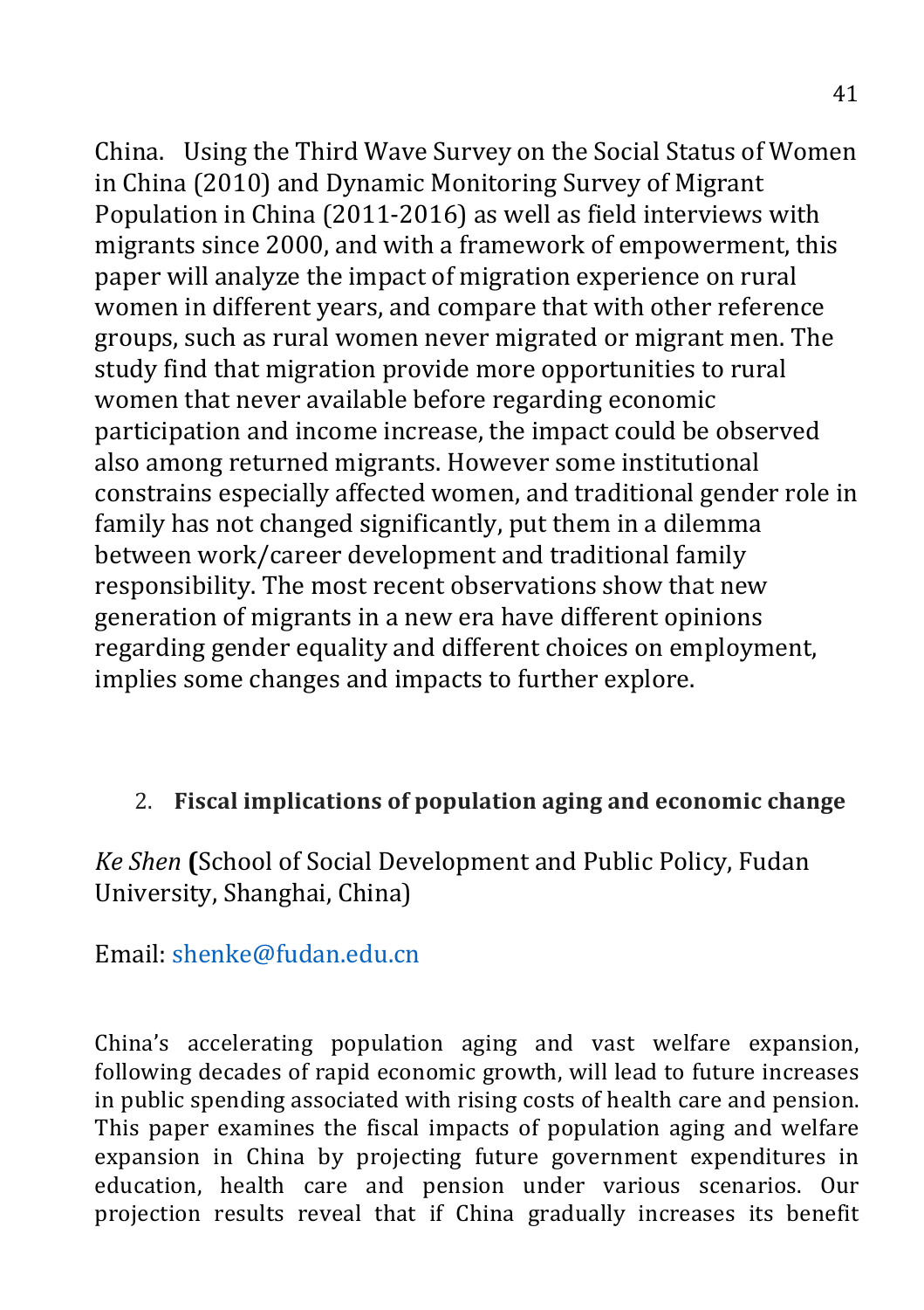China. Using the Third Wave Survey on the Social Status of Women in China (2010) and Dynamic Monitoring Survey of Migrant Population in China (2011-2016) as well as field interviews with migrants since 2000, and with a framework of empowerment, this paper will analyze the impact of migration experience on rural women in different years, and compare that with other reference groups, such as rural women never migrated or migrant men. The study find that migration provide more opportunities to rural women that never available before regarding economic participation and income increase, the impact could be observed also among returned migrants. However some institutional constrains especially affected women, and traditional gender role in family has not changed significantly, put them in a dilemma between work/career development and traditional family responsibility. The most recent observations show that new generation of migrants in a new era have different opinions regarding gender equality and different choices on employment, implies some changes and impacts to further explore.

2. **Fiscal implications of population aging and economic change**

*Ke Shen* **(**School of Social Development and Public Policy, Fudan University, Shanghai, China)

Email: shenke@fudan.edu.cn

China's accelerating population aging and vast welfare expansion, following decades of rapid economic growth, will lead to future increases in public spending associated with rising costs of health care and pension. This paper examines the fiscal impacts of population aging and welfare expansion in China by projecting future government expenditures in education, health care and pension under various scenarios. Our projection results reveal that if China gradually increases its benefit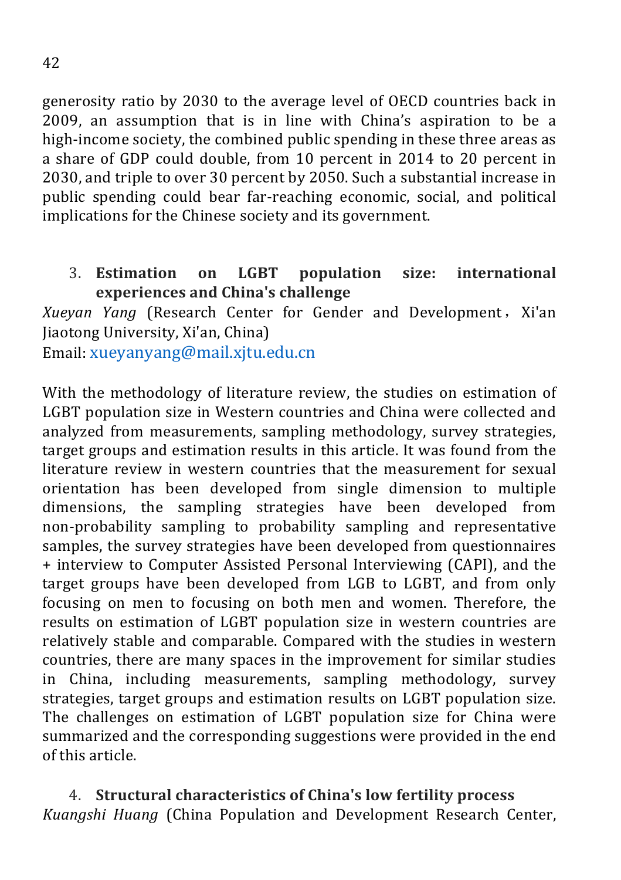generosity ratio by 2030 to the average level of OECD countries back in 2009, an assumption that is in line with China's aspiration to be a high-income society, the combined public spending in these three areas as a share of GDP could double, from 10 percent in 2014 to 20 percent in 2030, and triple to over 30 percent by 2050. Such a substantial increase in public spending could bear far-reaching economic, social, and political implications for the Chinese society and its government.

3. **Estimation on LGBT population size: international experiences and China's challenge**

*Xueyan Yang* (Research Center for Gender and Development，Xi'an Jiaotong University, Xi'an, China)
Email: xueyanyang@mail.xjtu.edu.cn

With the methodology of literature review, the studies on estimation of LGBT population size in Western countries and China were collected and analyzed from measurements, sampling methodology, survey strategies, target groups and estimation results in this article. It was found from the literature review in western countries that the measurement for sexual orientation has been developed from single dimension to multiple dimensions, the sampling strategies have been developed from non-probability sampling to probability sampling and representative samples, the survey strategies have been developed from questionnaires + interview to Computer Assisted Personal Interviewing (CAPI), and the target groups have been developed from LGB to LGBT, and from only focusing on men to focusing on both men and women. Therefore, the results on estimation of LGBT population size in western countries are relatively stable and comparable. Compared with the studies in western countries, there are many spaces in the improvement for similar studies in China, including measurements, sampling methodology, survey strategies, target groups and estimation results on LGBT population size. The challenges on estimation of LGBT population size for China were summarized and the corresponding suggestions were provided in the end of this article.

4. **Structural characteristics of China's low fertility process**

*Kuangshi Huang* (China Population and Development Research Center,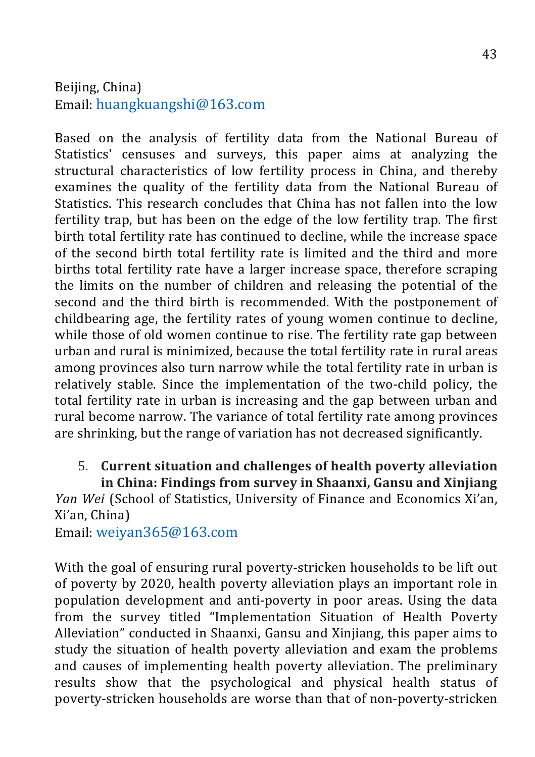Beijing, China)
Email: huangkuangshi@163.com

Based on the analysis of fertility data from the National Bureau of Statistics' censuses and surveys, this paper aims at analyzing the structural characteristics of low fertility process in China, and thereby examines the quality of the fertility data from the National Bureau of Statistics. This research concludes that China has not fallen into the low fertility trap, but has been on the edge of the low fertility trap. The first birth total fertility rate has continued to decline, while the increase space of the second birth total fertility rate is limited and the third and more births total fertility rate have a larger increase space, therefore scraping the limits on the number of children and releasing the potential of the second and the third birth is recommended. With the postponement of childbearing age, the fertility rates of young women continue to decline, while those of old women continue to rise. The fertility rate gap between urban and rural is minimized, because the total fertility rate in rural areas among provinces also turn narrow while the total fertility rate in urban is relatively stable. Since the implementation of the two-child policy, the total fertility rate in urban is increasing and the gap between urban and rural become narrow. The variance of total fertility rate among provinces are shrinking, but the range of variation has not decreased significantly.

5. **Current situation and challenges of health poverty alleviation in China: Findings from survey in Shaanxi, Gansu and Xinjiang**

*Yan Wei* (School of Statistics, University of Finance and Economics Xi'an, Xi'an, China)
Email: weiyan365@163.com

With the goal of ensuring rural poverty-stricken households to be lift out of poverty by 2020, health poverty alleviation plays an important role in population development and anti-poverty in poor areas. Using the data from the survey titled "Implementation Situation of Health Poverty Alleviation" conducted in Shaanxi, Gansu and Xinjiang, this paper aims to study the situation of health poverty alleviation and exam the problems and causes of implementing health poverty alleviation. The preliminary results show that the psychological and physical health status of poverty-stricken households are worse than that of non-poverty-stricken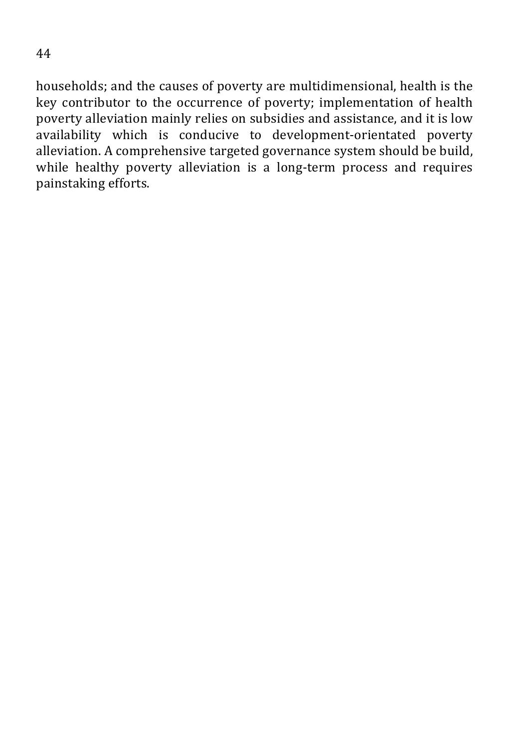households; and the causes of poverty are multidimensional, health is the key contributor to the occurrence of poverty; implementation of health poverty alleviation mainly relies on subsidies and assistance, and it is low availability which is conducive to development-orientated poverty alleviation. A comprehensive targeted governance system should be build, while healthy poverty alleviation is a long-term process and requires painstaking efforts.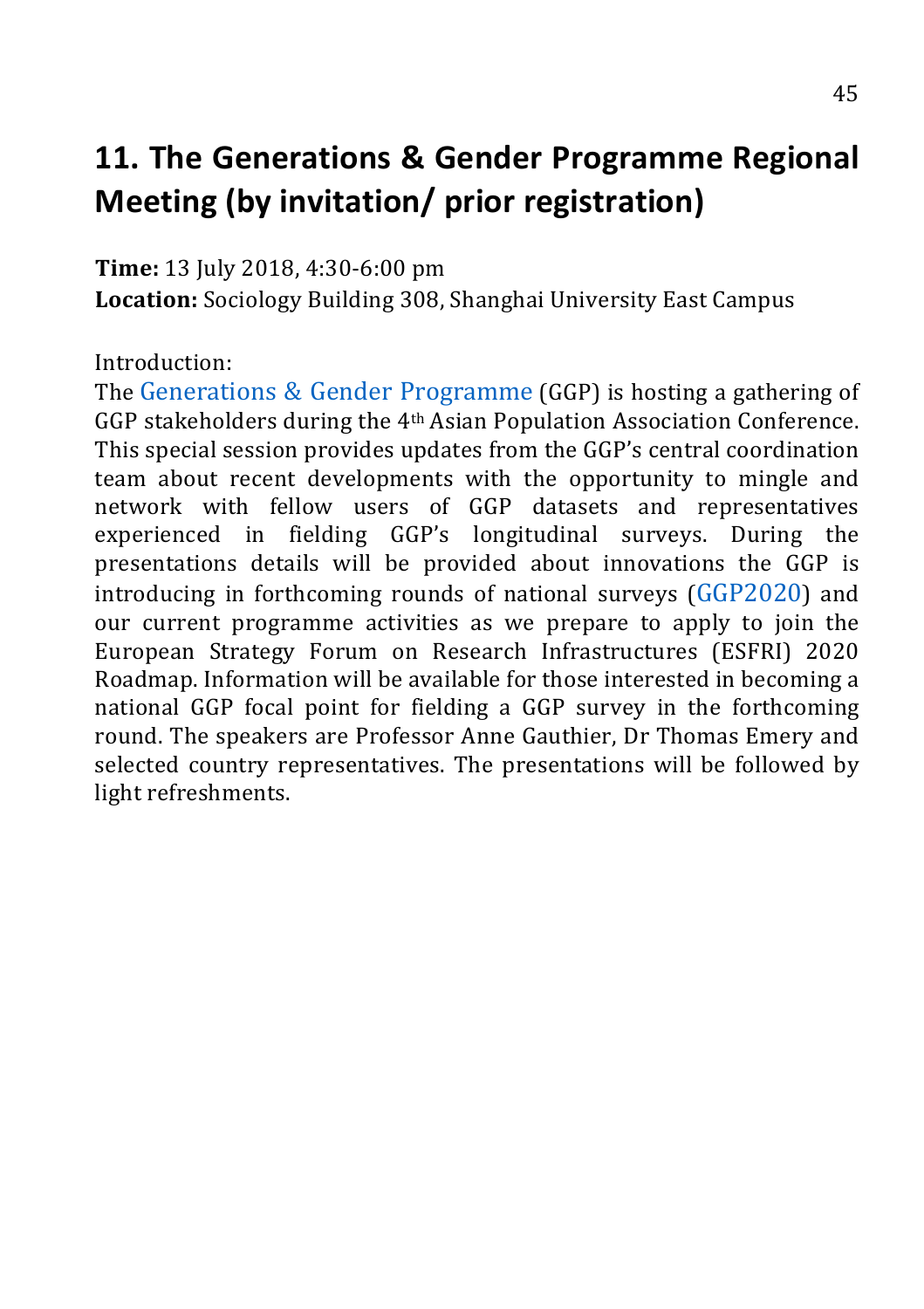# 11. The Generations & Gender Programme Regional Meeting (by invitation/ prior registration)

**Time:** 13 July 2018, 4:30-6:00 pm
**Location:** Sociology Building 308, Shanghai University East Campus

Introduction:
The Generations & Gender Programme (GGP) is hosting a gathering of GGP stakeholders during the 4th Asian Population Association Conference. This special session provides updates from the GGP's central coordination team about recent developments with the opportunity to mingle and network with fellow users of GGP datasets and representatives experienced in fielding GGP's longitudinal surveys. During the presentations details will be provided about innovations the GGP is introducing in forthcoming rounds of national surveys (GGP2020) and our current programme activities as we prepare to apply to join the European Strategy Forum on Research Infrastructures (ESFRI) 2020 Roadmap. Information will be available for those interested in becoming a national GGP focal point for fielding a GGP survey in the forthcoming round. The speakers are Professor Anne Gauthier, Dr Thomas Emery and selected country representatives. The presentations will be followed by light refreshments.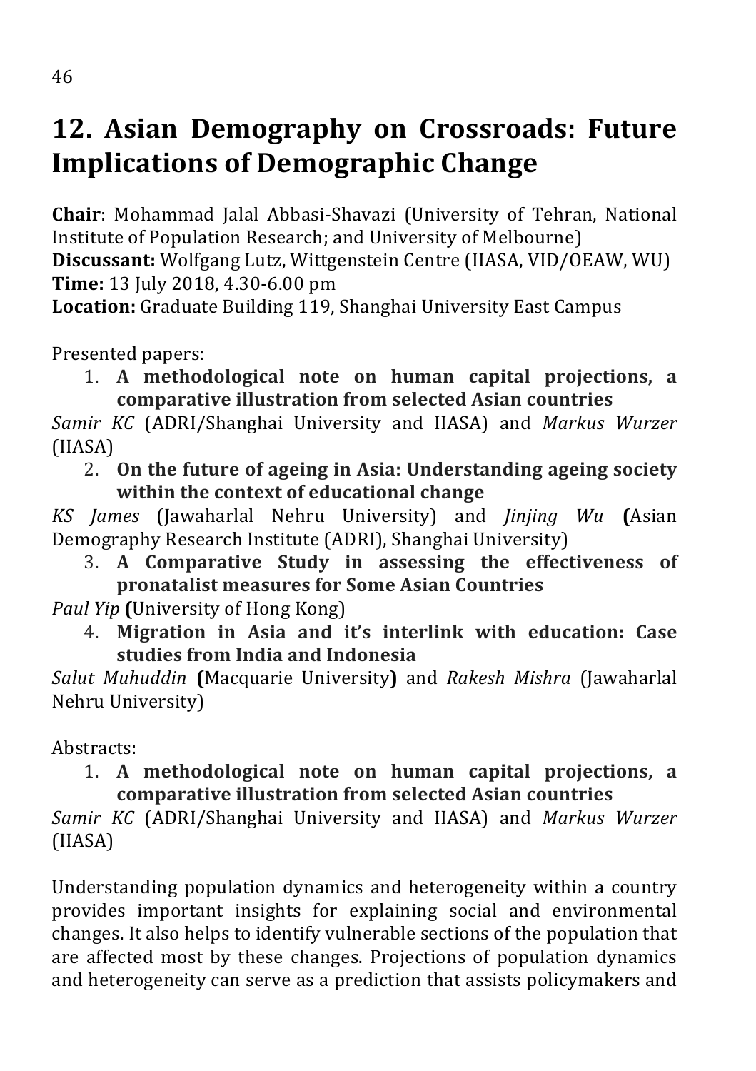# 12. Asian Demography on Crossroads: Future Implications of Demographic Change

**Chair**: Mohammad Jalal Abbasi-Shavazi (University of Tehran, National Institute of Population Research; and University of Melbourne)
**Discussant:** Wolfgang Lutz, Wittgenstein Centre (IIASA, VID/OEAW, WU)
**Time:** 13 July 2018, 4.30-6.00 pm
**Location:** Graduate Building 119, Shanghai University East Campus

Presented papers:

1. **A methodological note on human capital projections, a comparative illustration from selected Asian countries**

*Samir KC* (ADRI/Shanghai University and IIASA) and *Markus Wurzer* (IIASA)

2. **On the future of ageing in Asia: Understanding ageing society within the context of educational change**

*KS James* (Jawaharlal Nehru University) and *Jinjing Wu* **(**Asian Demography Research Institute (ADRI), Shanghai University)

3. **A Comparative Study in assessing the effectiveness of pronatalist measures for Some Asian Countries**

*Paul Yip* **(**University of Hong Kong)

4. **Migration in Asia and it's interlink with education: Case studies from India and Indonesia**

*Salut Muhuddin* **(**Macquarie University**)** and *Rakesh Mishra* (Jawaharlal Nehru University)

Abstracts:

1. **A methodological note on human capital projections, a comparative illustration from selected Asian countries**

*Samir KC* (ADRI/Shanghai University and IIASA) and *Markus Wurzer* (IIASA)

Understanding population dynamics and heterogeneity within a country provides important insights for explaining social and environmental changes. It also helps to identify vulnerable sections of the population that are affected most by these changes. Projections of population dynamics and heterogeneity can serve as a prediction that assists policymakers and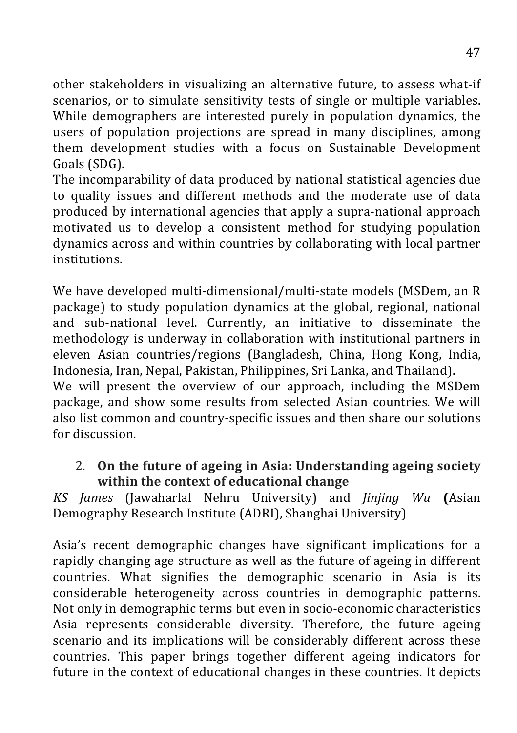other stakeholders in visualizing an alternative future, to assess what-if scenarios, or to simulate sensitivity tests of single or multiple variables. While demographers are interested purely in population dynamics, the users of population projections are spread in many disciplines, among them development studies with a focus on Sustainable Development Goals (SDG).

The incomparability of data produced by national statistical agencies due to quality issues and different methods and the moderate use of data produced by international agencies that apply a supra-national approach motivated us to develop a consistent method for studying population dynamics across and within countries by collaborating with local partner institutions.

We have developed multi-dimensional/multi-state models (MSDem, an R package) to study population dynamics at the global, regional, national and sub-national level. Currently, an initiative to disseminate the methodology is underway in collaboration with institutional partners in eleven Asian countries/regions (Bangladesh, China, Hong Kong, India, Indonesia, Iran, Nepal, Pakistan, Philippines, Sri Lanka, and Thailand).

We will present the overview of our approach, including the MSDem package, and show some results from selected Asian countries. We will also list common and country-specific issues and then share our solutions for discussion.

2. **On the future of ageing in Asia: Understanding ageing society within the context of educational change**

*KS James* (Jawaharlal Nehru University) and *Jinjing Wu* **(**Asian Demography Research Institute (ADRI), Shanghai University)

Asia's recent demographic changes have significant implications for a rapidly changing age structure as well as the future of ageing in different countries. What signifies the demographic scenario in Asia is its considerable heterogeneity across countries in demographic patterns. Not only in demographic terms but even in socio-economic characteristics Asia represents considerable diversity. Therefore, the future ageing scenario and its implications will be considerably different across these countries. This paper brings together different ageing indicators for future in the context of educational changes in these countries. It depicts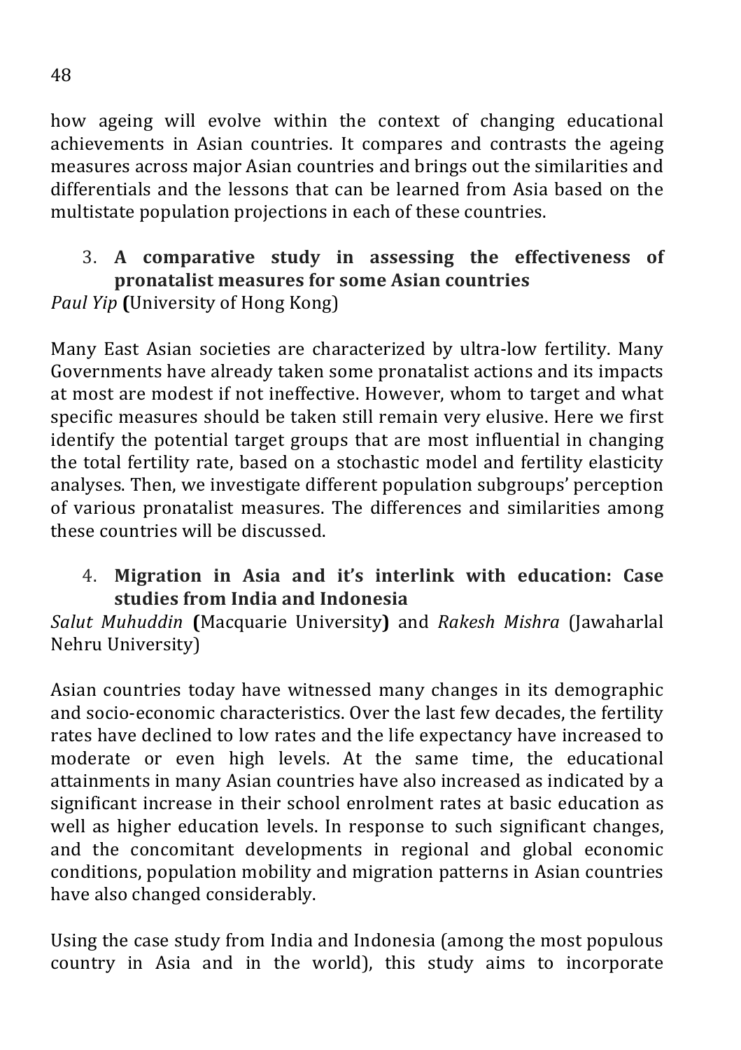how ageing will evolve within the context of changing educational achievements in Asian countries. It compares and contrasts the ageing measures across major Asian countries and brings out the similarities and differentials and the lessons that can be learned from Asia based on the multistate population projections in each of these countries.

3. **A comparative study in assessing the effectiveness of pronatalist measures for some Asian countries**

*Paul Yip* **(**University of Hong Kong)

Many East Asian societies are characterized by ultra-low fertility. Many Governments have already taken some pronatalist actions and its impacts at most are modest if not ineffective. However, whom to target and what specific measures should be taken still remain very elusive. Here we first identify the potential target groups that are most influential in changing the total fertility rate, based on a stochastic model and fertility elasticity analyses. Then, we investigate different population subgroups' perception of various pronatalist measures. The differences and similarities among these countries will be discussed.

4. **Migration in Asia and it's interlink with education: Case studies from India and Indonesia**

*Salut Muhuddin* **(**Macquarie University**)** and *Rakesh Mishra* (Jawaharlal Nehru University)

Asian countries today have witnessed many changes in its demographic and socio-economic characteristics. Over the last few decades, the fertility rates have declined to low rates and the life expectancy have increased to moderate or even high levels. At the same time, the educational attainments in many Asian countries have also increased as indicated by a significant increase in their school enrolment rates at basic education as well as higher education levels. In response to such significant changes, and the concomitant developments in regional and global economic conditions, population mobility and migration patterns in Asian countries have also changed considerably.

Using the case study from India and Indonesia (among the most populous country in Asia and in the world), this study aims to incorporate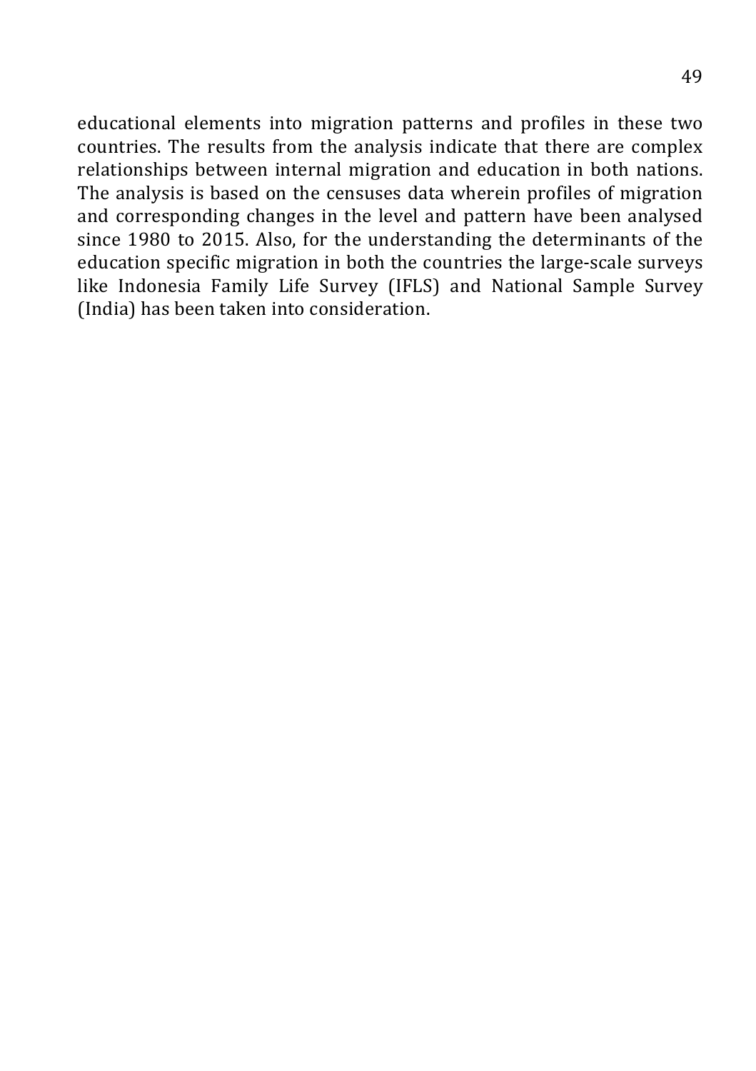educational elements into migration patterns and profiles in these two countries. The results from the analysis indicate that there are complex relationships between internal migration and education in both nations. The analysis is based on the censuses data wherein profiles of migration and corresponding changes in the level and pattern have been analysed since 1980 to 2015. Also, for the understanding the determinants of the education specific migration in both the countries the large-scale surveys like Indonesia Family Life Survey (IFLS) and National Sample Survey (India) has been taken into consideration.